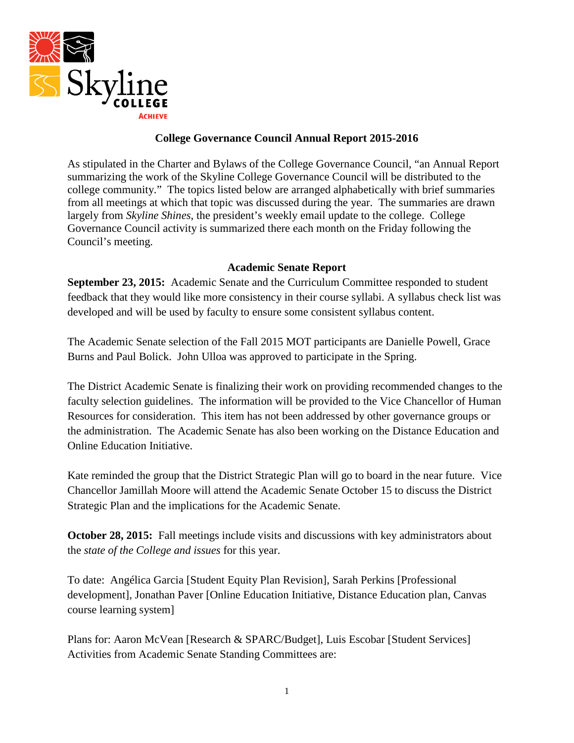# College Governance Council Annual Report 2015-2016

As stipulated in the Charter and Bylaws of the College Governance Council, "an Annual Report summarizing the work of the Skyline College Governance Council will be distributed to the college community." The topics listed below are arranged alphabetically with brief summaries from all meetings at which that topic was discussed during the year. The summaries are drawn largely from *Skyline Shines*, the president's weekly email update to the college. College Governance Council activity is summarized there each month on the Friday following the Council's meeting.

## Academic Senate Report

**September 23, 2015:** Academic Senate and the Curriculum Committee responded to student feedback that they would like more consistency in their course syllabi. A syllabus check list was developed and will be used by faculty to ensure some consistent syllabus content.

The Academic Senate selection of the Fall 2015 MOT participants are Danielle Powell, Grace Burns and Paul Bolick. John Ulloa was approved to participate in the Spring.

The District Academic Senate is finalizing their work on providing recommended changes to the faculty selection guidelines. The information will be provided to the Vice Chancellor of Human Resources for consideration. This item has not been addressed by other governance groups or the administration. The Academic Senate has also been working on the Distance Education and Online Education Initiative.

Kate reminded the group that the District Strategic Plan will go to board in the near future. Vice Chancellor Jamillah Moore will attend the Academic Senate October 15 to discuss the District Strategic Plan and the implications for the Academic Senate.

**October 28, 2015:** Fall meetings include visits and discussions with key administrators about the *state of the College and issues* for this year.

To date: Angélica Garcia [Student Equity Plan Revision], Sarah Perkins [Professional development], Jonathan Paver [Online Education Initiative, Distance Education plan, Canvas course learning system]

Plans for: Aaron McVean [Research & SPARC/Budget], Luis Escobar [Student Services]
Activities from Academic Senate Standing Committees are: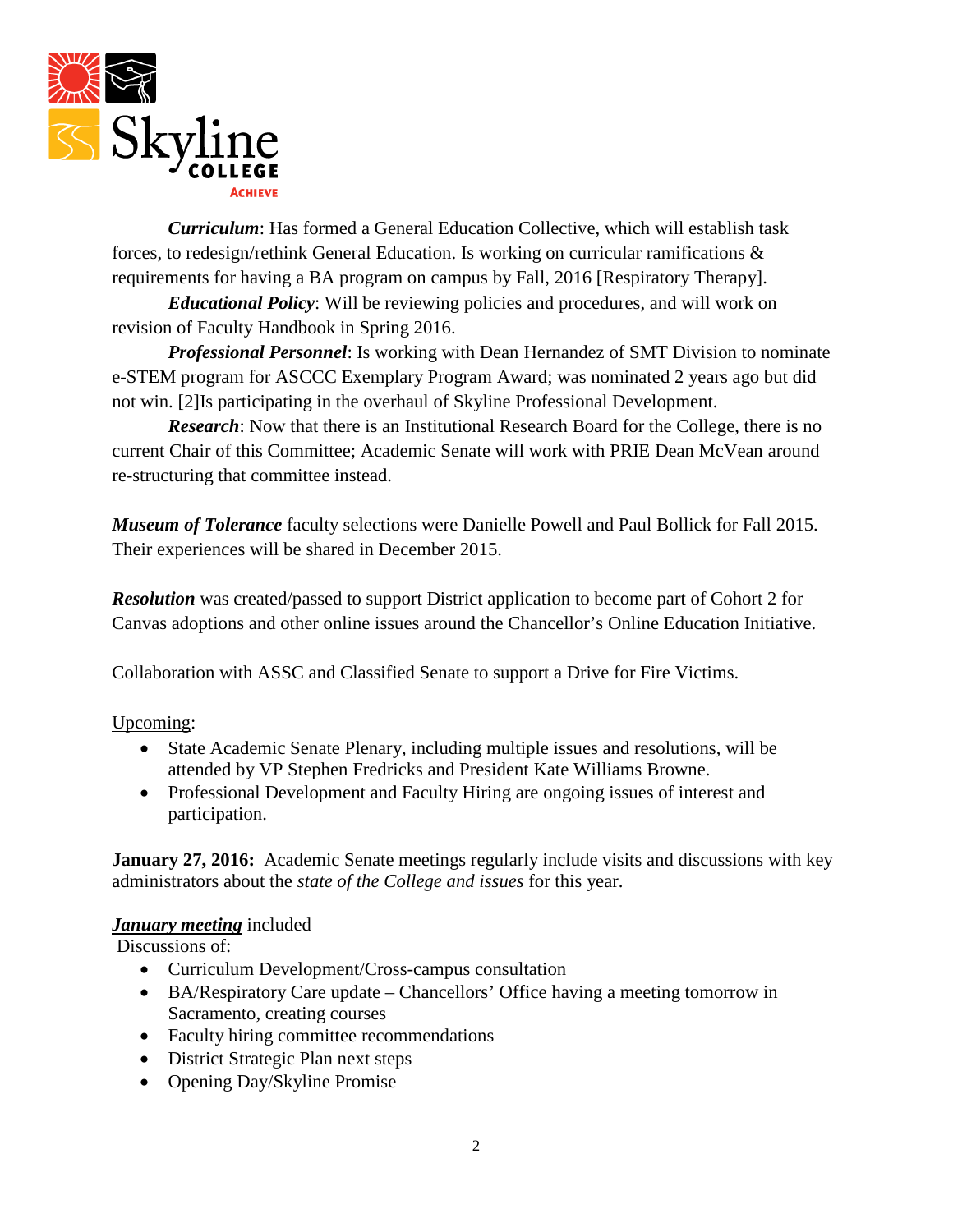***Curriculum***: Has formed a General Education Collective, which will establish task forces, to redesign/rethink General Education. Is working on curricular ramifications & requirements for having a BA program on campus by Fall, 2016 [Respiratory Therapy].

***Educational Policy***: Will be reviewing policies and procedures, and will work on revision of Faculty Handbook in Spring 2016.

***Professional Personnel***: Is working with Dean Hernandez of SMT Division to nominate e-STEM program for ASCCC Exemplary Program Award; was nominated 2 years ago but did not win. [2]Is participating in the overhaul of Skyline Professional Development.

***Research***: Now that there is an Institutional Research Board for the College, there is no current Chair of this Committee; Academic Senate will work with PRIE Dean McVean around re-structuring that committee instead.

***Museum of Tolerance*** faculty selections were Danielle Powell and Paul Bollick for Fall 2015. Their experiences will be shared in December 2015.

***Resolution*** was created/passed to support District application to become part of Cohort 2 for Canvas adoptions and other online issues around the Chancellor's Online Education Initiative.

Collaboration with ASSC and Classified Senate to support a Drive for Fire Victims.

<u>Upcoming</u>:

- State Academic Senate Plenary, including multiple issues and resolutions, will be attended by VP Stephen Fredricks and President Kate Williams Browne.
- Professional Development and Faculty Hiring are ongoing issues of interest and participation.

**January 27, 2016:** Academic Senate meetings regularly include visits and discussions with key administrators about the *state of the College and issues* for this year.

***<u>January meeting</u>*** included

Discussions of:

- Curriculum Development/Cross-campus consultation
- BA/Respiratory Care update – Chancellors' Office having a meeting tomorrow in Sacramento, creating courses
- Faculty hiring committee recommendations
- District Strategic Plan next steps
- Opening Day/Skyline Promise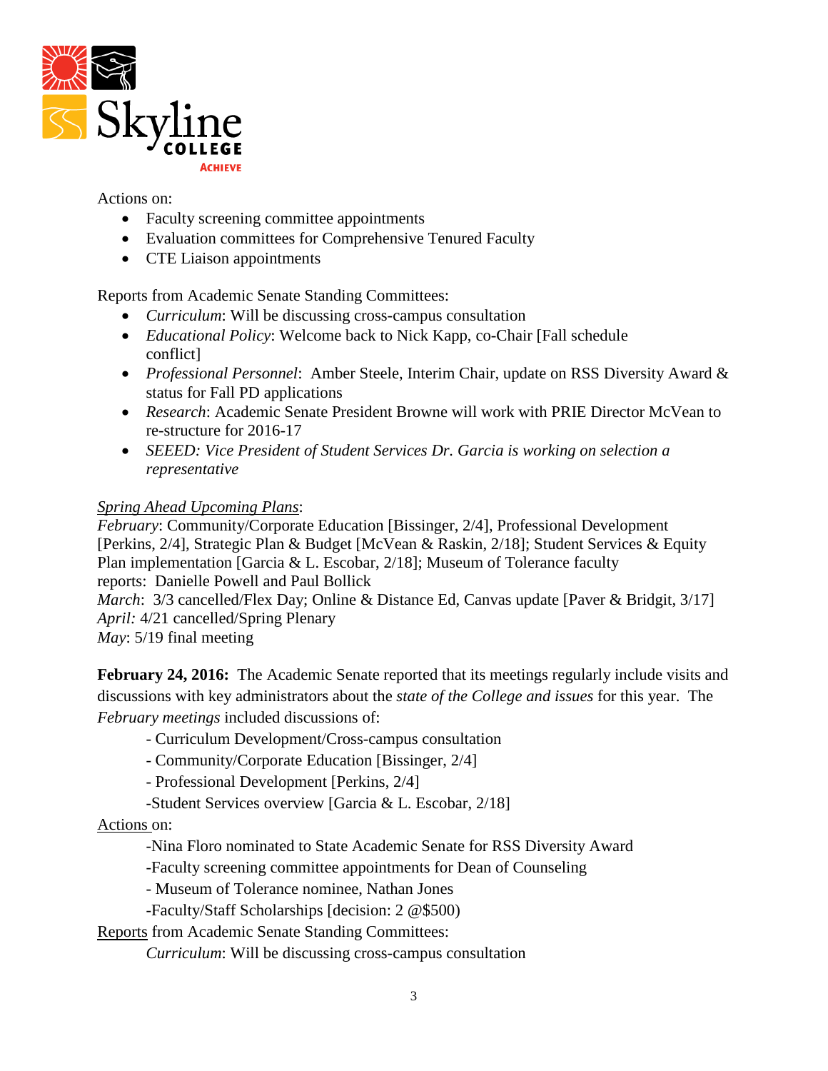Actions on:

- Faculty screening committee appointments
- Evaluation committees for Comprehensive Tenured Faculty
- CTE Liaison appointments

Reports from Academic Senate Standing Committees:

- *Curriculum*: Will be discussing cross-campus consultation
- *Educational Policy*: Welcome back to Nick Kapp, co-Chair [Fall schedule conflict]
- *Professional Personnel*: Amber Steele, Interim Chair, update on RSS Diversity Award & status for Fall PD applications
- *Research*: Academic Senate President Browne will work with PRIE Director McVean to re-structure for 2016-17
- *SEEED: Vice President of Student Services Dr. Garcia is working on selection a representative*

*Spring Ahead Upcoming Plans*:
*February*: Community/Corporate Education [Bissinger, 2/4], Professional Development [Perkins, 2/4], Strategic Plan & Budget [McVean & Raskin, 2/18]; Student Services & Equity Plan implementation [Garcia & L. Escobar, 2/18]; Museum of Tolerance faculty reports: Danielle Powell and Paul Bollick
*March*: 3/3 cancelled/Flex Day; Online & Distance Ed, Canvas update [Paver & Bridgit, 3/17]
*April:* 4/21 cancelled/Spring Plenary
*May*: 5/19 final meeting

**February 24, 2016:** The Academic Senate reported that its meetings regularly include visits and discussions with key administrators about the *state of the College and issues* for this year. The *February meetings* included discussions of:

- Curriculum Development/Cross-campus consultation
- Community/Corporate Education [Bissinger, 2/4]
- Professional Development [Perkins, 2/4]
-Student Services overview [Garcia & L. Escobar, 2/18]

Actions on:

-Nina Floro nominated to State Academic Senate for RSS Diversity Award
-Faculty screening committee appointments for Dean of Counseling
- Museum of Tolerance nominee, Nathan Jones
-Faculty/Staff Scholarships [decision: 2 @$500)

Reports from Academic Senate Standing Committees:

*Curriculum*: Will be discussing cross-campus consultation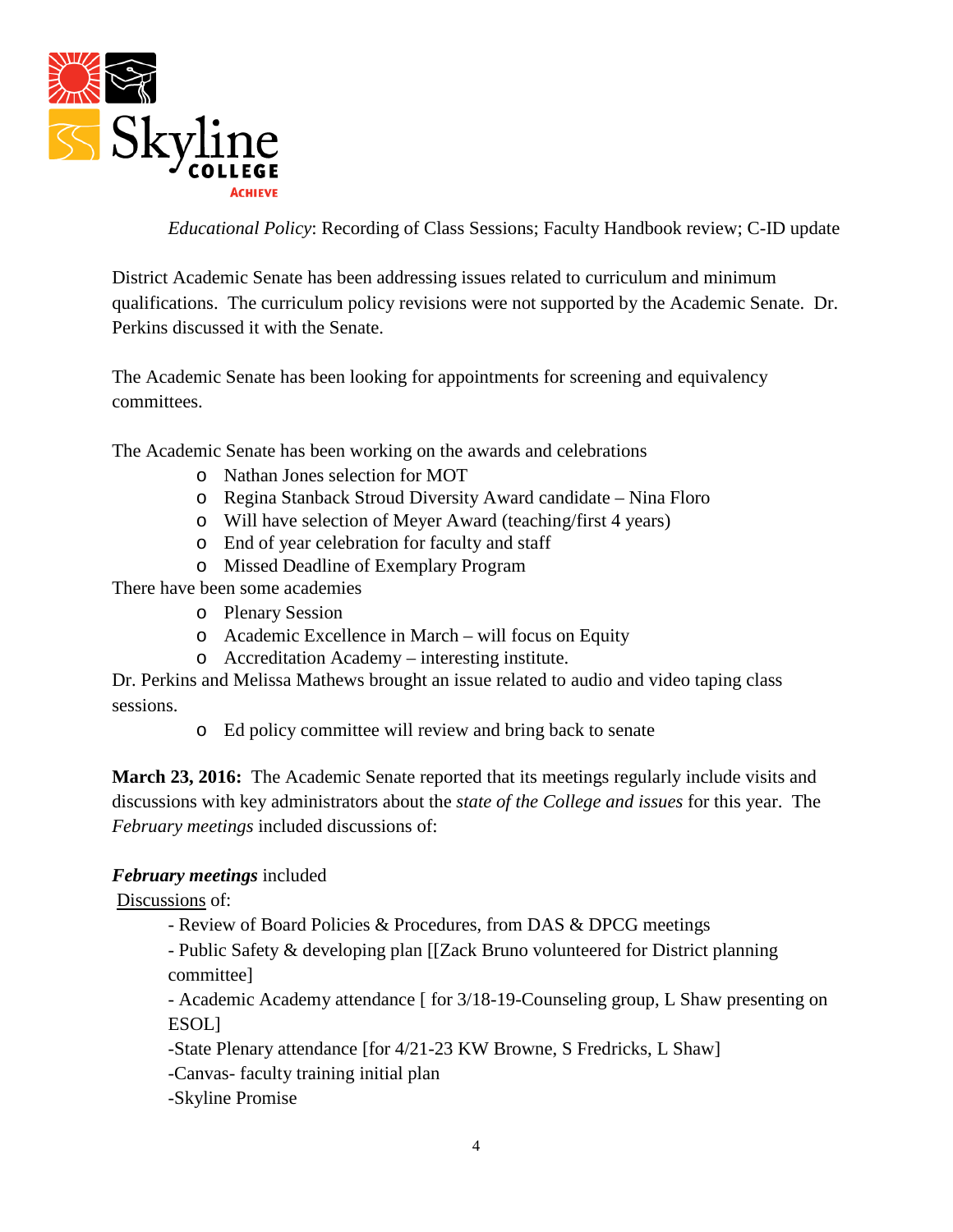*Educational Policy*: Recording of Class Sessions; Faculty Handbook review; C-ID update

District Academic Senate has been addressing issues related to curriculum and minimum qualifications. The curriculum policy revisions were not supported by the Academic Senate. Dr. Perkins discussed it with the Senate.

The Academic Senate has been looking for appointments for screening and equivalency committees.

The Academic Senate has been working on the awards and celebrations

- Nathan Jones selection for MOT
- Regina Stanback Stroud Diversity Award candidate – Nina Floro
- Will have selection of Meyer Award (teaching/first 4 years)
- End of year celebration for faculty and staff
- Missed Deadline of Exemplary Program

There have been some academies

- Plenary Session
- Academic Excellence in March – will focus on Equity
- Accreditation Academy – interesting institute.

Dr. Perkins and Melissa Mathews brought an issue related to audio and video taping class sessions.

- Ed policy committee will review and bring back to senate

**March 23, 2016:** The Academic Senate reported that its meetings regularly include visits and discussions with key administrators about the *state of the College and issues* for this year. The *February meetings* included discussions of:

***February meetings*** included

Discussions of:

- Review of Board Policies & Procedures, from DAS & DPCG meetings
- Public Safety & developing plan [[Zack Bruno volunteered for District planning committee]
- Academic Academy attendance [ for 3/18-19-Counseling group, L Shaw presenting on ESOL]
- State Plenary attendance [for 4/21-23 KW Browne, S Fredricks, L Shaw]
- Canvas- faculty training initial plan
- Skyline Promise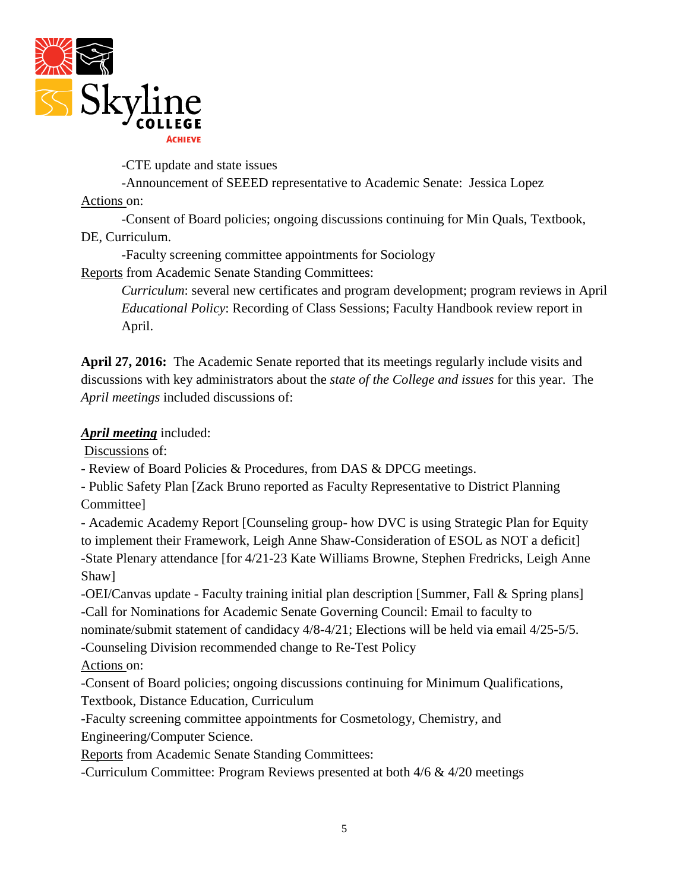-CTE update and state issues

-Announcement of SEEED representative to Academic Senate: Jessica Lopez

Actions on:

-Consent of Board policies; ongoing discussions continuing for Min Quals, Textbook, DE, Curriculum.

-Faculty screening committee appointments for Sociology

Reports from Academic Senate Standing Committees:

*Curriculum*: several new certificates and program development; program reviews in April

*Educational Policy*: Recording of Class Sessions; Faculty Handbook review report in April.

**April 27, 2016:** The Academic Senate reported that its meetings regularly include visits and discussions with key administrators about the *state of the College and issues* for this year. The *April meetings* included discussions of:

***April meeting*** included:

Discussions of:

- Review of Board Policies & Procedures, from DAS & DPCG meetings.
- Public Safety Plan [Zack Bruno reported as Faculty Representative to District Planning Committee]
- Academic Academy Report [Counseling group- how DVC is using Strategic Plan for Equity to implement their Framework, Leigh Anne Shaw-Consideration of ESOL as NOT a deficit]

-State Plenary attendance [for 4/21-23 Kate Williams Browne, Stephen Fredricks, Leigh Anne Shaw]

-OEI/Canvas update - Faculty training initial plan description [Summer, Fall & Spring plans]

-Call for Nominations for Academic Senate Governing Council: Email to faculty to nominate/submit statement of candidacy 4/8-4/21; Elections will be held via email 4/25-5/5.

-Counseling Division recommended change to Re-Test Policy

Actions on:

-Consent of Board policies; ongoing discussions continuing for Minimum Qualifications, Textbook, Distance Education, Curriculum

-Faculty screening committee appointments for Cosmetology, Chemistry, and Engineering/Computer Science.

Reports from Academic Senate Standing Committees:

-Curriculum Committee: Program Reviews presented at both 4/6 & 4/20 meetings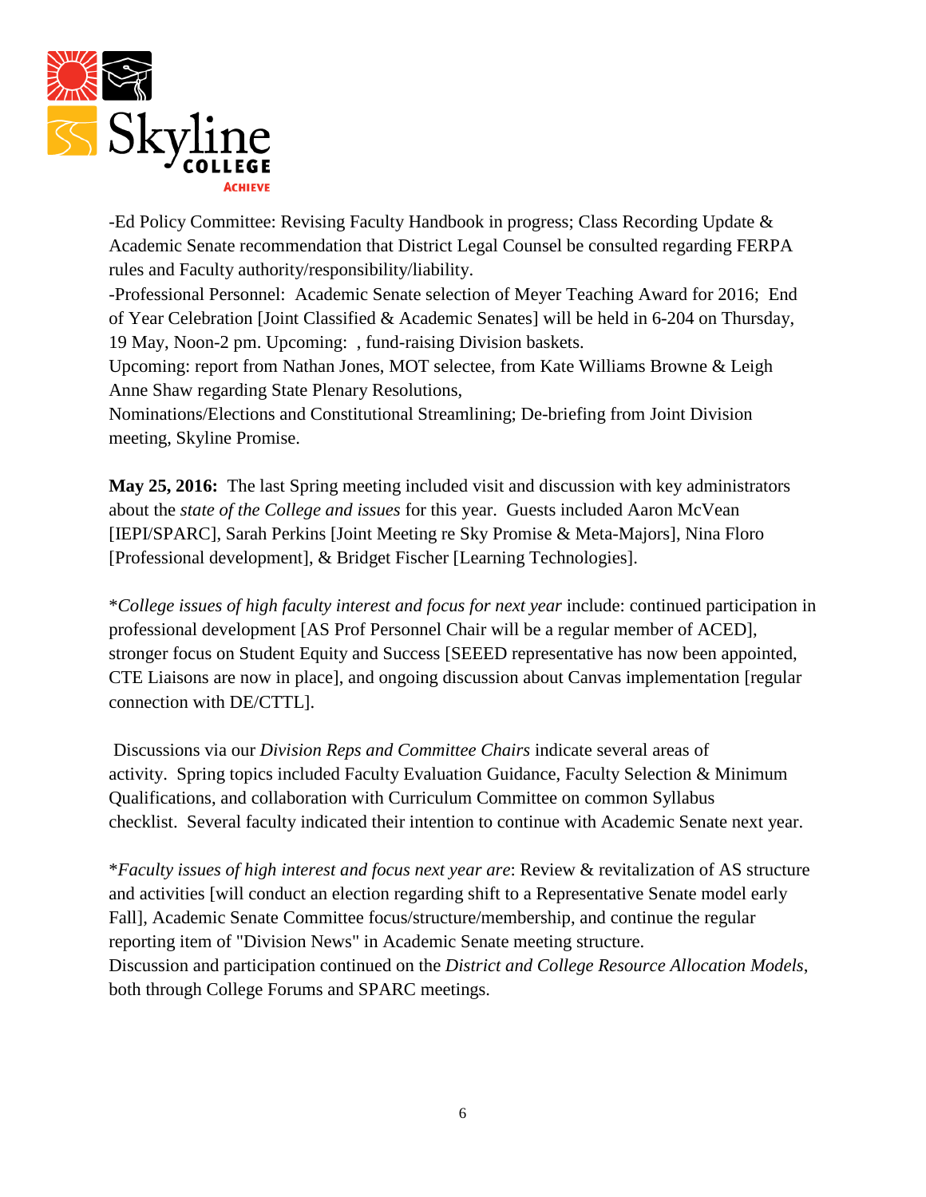-Ed Policy Committee: Revising Faculty Handbook in progress; Class Recording Update & Academic Senate recommendation that District Legal Counsel be consulted regarding FERPA rules and Faculty authority/responsibility/liability.

-Professional Personnel: Academic Senate selection of Meyer Teaching Award for 2016; End of Year Celebration [Joint Classified & Academic Senates] will be held in 6-204 on Thursday, 19 May, Noon-2 pm. Upcoming: , fund-raising Division baskets.

Upcoming: report from Nathan Jones, MOT selectee, from Kate Williams Browne & Leigh Anne Shaw regarding State Plenary Resolutions,

Nominations/Elections and Constitutional Streamlining; De-briefing from Joint Division meeting, Skyline Promise.

**May 25, 2016:** The last Spring meeting included visit and discussion with key administrators about the *state of the College and issues* for this year. Guests included Aaron McVean [IEPI/SPARC], Sarah Perkins [Joint Meeting re Sky Promise & Meta-Majors], Nina Floro [Professional development], & Bridget Fischer [Learning Technologies].

**College issues of high faculty interest and focus for next year* include: continued participation in professional development [AS Prof Personnel Chair will be a regular member of ACED], stronger focus on Student Equity and Success [SEEED representative has now been appointed, CTE Liaisons are now in place], and ongoing discussion about Canvas implementation [regular connection with DE/CTTL].

Discussions via our *Division Reps and Committee Chairs* indicate several areas of activity. Spring topics included Faculty Evaluation Guidance, Faculty Selection & Minimum Qualifications, and collaboration with Curriculum Committee on common Syllabus checklist. Several faculty indicated their intention to continue with Academic Senate next year.

**Faculty issues of high interest and focus next year are*: Review & revitalization of AS structure and activities [will conduct an election regarding shift to a Representative Senate model early Fall], Academic Senate Committee focus/structure/membership, and continue the regular reporting item of "Division News" in Academic Senate meeting structure.

Discussion and participation continued on the *District and College Resource Allocation Models*, both through College Forums and SPARC meetings.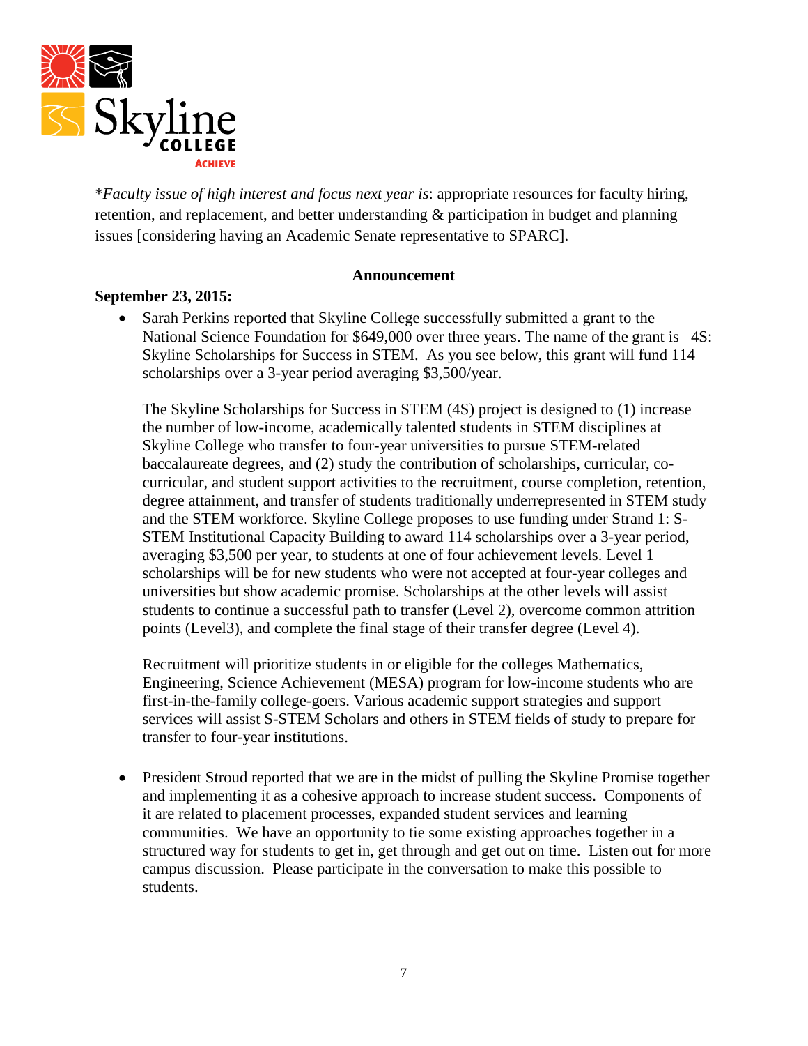**Faculty issue of high interest and focus next year is*: appropriate resources for faculty hiring, retention, and replacement, and better understanding & participation in budget and planning issues [considering having an Academic Senate representative to SPARC].

**Announcement**

**September 23, 2015:**

- Sarah Perkins reported that Skyline College successfully submitted a grant to the National Science Foundation for $649,000 over three years. The name of the grant is 4S: Skyline Scholarships for Success in STEM. As you see below, this grant will fund 114 scholarships over a 3-year period averaging $3,500/year.

  The Skyline Scholarships for Success in STEM (4S) project is designed to (1) increase the number of low-income, academically talented students in STEM disciplines at Skyline College who transfer to four-year universities to pursue STEM-related baccalaureate degrees, and (2) study the contribution of scholarships, curricular, co-curricular, and student support activities to the recruitment, course completion, retention, degree attainment, and transfer of students traditionally underrepresented in STEM study and the STEM workforce. Skyline College proposes to use funding under Strand 1: S-STEM Institutional Capacity Building to award 114 scholarships over a 3-year period, averaging $3,500 per year, to students at one of four achievement levels. Level 1 scholarships will be for new students who were not accepted at four-year colleges and universities but show academic promise. Scholarships at the other levels will assist students to continue a successful path to transfer (Level 2), overcome common attrition points (Level3), and complete the final stage of their transfer degree (Level 4).

  Recruitment will prioritize students in or eligible for the colleges Mathematics, Engineering, Science Achievement (MESA) program for low-income students who are first-in-the-family college-goers. Various academic support strategies and support services will assist S-STEM Scholars and others in STEM fields of study to prepare for transfer to four-year institutions.

- President Stroud reported that we are in the midst of pulling the Skyline Promise together and implementing it as a cohesive approach to increase student success. Components of it are related to placement processes, expanded student services and learning communities. We have an opportunity to tie some existing approaches together in a structured way for students to get in, get through and get out on time. Listen out for more campus discussion. Please participate in the conversation to make this possible to students.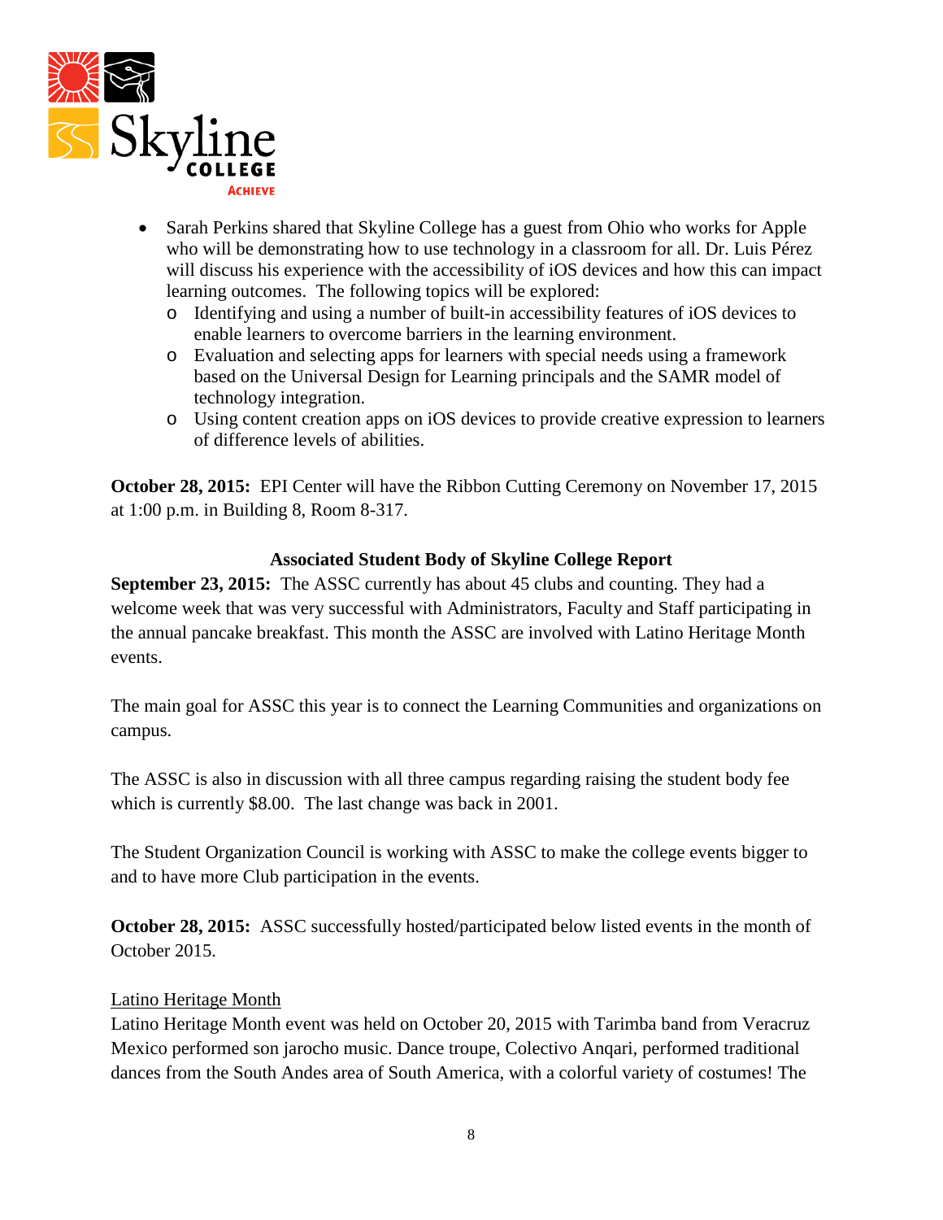- Sarah Perkins shared that Skyline College has a guest from Ohio who works for Apple who will be demonstrating how to use technology in a classroom for all. Dr. Luis Pérez will discuss his experience with the accessibility of iOS devices and how this can impact learning outcomes. The following topics will be explored:
    - Identifying and using a number of built-in accessibility features of iOS devices to enable learners to overcome barriers in the learning environment.
    - Evaluation and selecting apps for learners with special needs using a framework based on the Universal Design for Learning principals and the SAMR model of technology integration.
    - Using content creation apps on iOS devices to provide creative expression to learners of difference levels of abilities.

**October 28, 2015:** EPI Center will have the Ribbon Cutting Ceremony on November 17, 2015 at 1:00 p.m. in Building 8, Room 8-317.

**Associated Student Body of Skyline College Report**

**September 23, 2015:** The ASSC currently has about 45 clubs and counting. They had a welcome week that was very successful with Administrators, Faculty and Staff participating in the annual pancake breakfast. This month the ASSC are involved with Latino Heritage Month events.

The main goal for ASSC this year is to connect the Learning Communities and organizations on campus.

The ASSC is also in discussion with all three campus regarding raising the student body fee which is currently $8.00. The last change was back in 2001.

The Student Organization Council is working with ASSC to make the college events bigger to and to have more Club participation in the events.

**October 28, 2015:** ASSC successfully hosted/participated below listed events in the month of October 2015.

<u>Latino Heritage Month</u>

Latino Heritage Month event was held on October 20, 2015 with Tarimba band from Veracruz Mexico performed son jarocho music. Dance troupe, Colectivo Anqari, performed traditional dances from the South Andes area of South America, with a colorful variety of costumes! The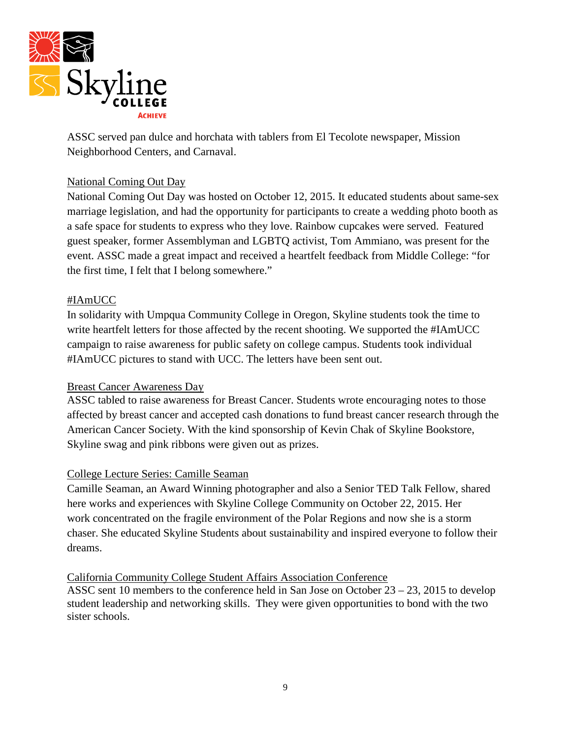ASSC served pan dulce and horchata with tablers from El Tecolote newspaper, Mission Neighborhood Centers, and Carnaval.

National Coming Out Day

National Coming Out Day was hosted on October 12, 2015. It educated students about same-sex marriage legislation, and had the opportunity for participants to create a wedding photo booth as a safe space for students to express who they love. Rainbow cupcakes were served. Featured guest speaker, former Assemblyman and LGBTQ activist, Tom Ammiano, was present for the event. ASSC made a great impact and received a heartfelt feedback from Middle College: "for the first time, I felt that I belong somewhere."

#IAmUCC

In solidarity with Umpqua Community College in Oregon, Skyline students took the time to write heartfelt letters for those affected by the recent shooting. We supported the #IAmUCC campaign to raise awareness for public safety on college campus. Students took individual #IAmUCC pictures to stand with UCC. The letters have been sent out.

Breast Cancer Awareness Day

ASSC tabled to raise awareness for Breast Cancer. Students wrote encouraging notes to those affected by breast cancer and accepted cash donations to fund breast cancer research through the American Cancer Society. With the kind sponsorship of Kevin Chak of Skyline Bookstore, Skyline swag and pink ribbons were given out as prizes.

College Lecture Series: Camille Seaman

Camille Seaman, an Award Winning photographer and also a Senior TED Talk Fellow, shared here works and experiences with Skyline College Community on October 22, 2015. Her work concentrated on the fragile environment of the Polar Regions and now she is a storm chaser. She educated Skyline Students about sustainability and inspired everyone to follow their dreams.

California Community College Student Affairs Association Conference

ASSC sent 10 members to the conference held in San Jose on October 23 – 23, 2015 to develop student leadership and networking skills. They were given opportunities to bond with the two sister schools.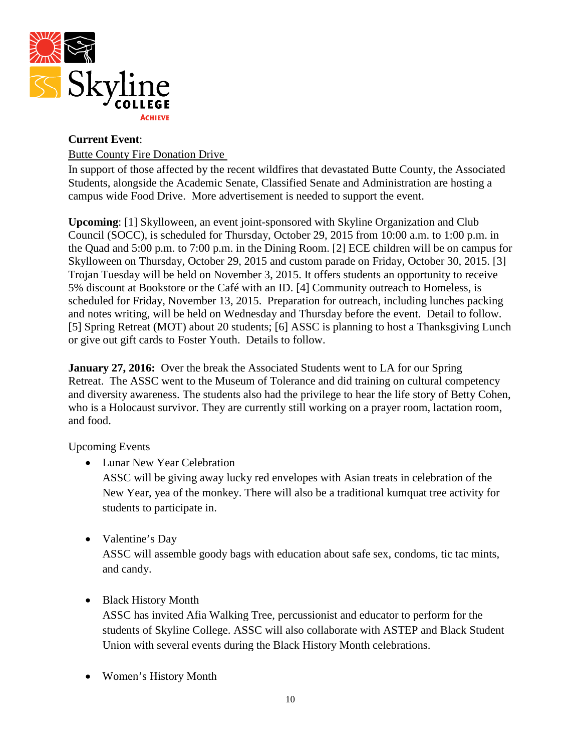**Current Event**:

Butte County Fire Donation Drive

In support of those affected by the recent wildfires that devastated Butte County, the Associated Students, alongside the Academic Senate, Classified Senate and Administration are hosting a campus wide Food Drive. More advertisement is needed to support the event.

**Upcoming**: [1] Skylloween, an event joint-sponsored with Skyline Organization and Club Council (SOCC), is scheduled for Thursday, October 29, 2015 from 10:00 a.m. to 1:00 p.m. in the Quad and 5:00 p.m. to 7:00 p.m. in the Dining Room. [2] ECE children will be on campus for Skylloween on Thursday, October 29, 2015 and custom parade on Friday, October 30, 2015. [3] Trojan Tuesday will be held on November 3, 2015. It offers students an opportunity to receive 5% discount at Bookstore or the Café with an ID. [4] Community outreach to Homeless, is scheduled for Friday, November 13, 2015. Preparation for outreach, including lunches packing and notes writing, will be held on Wednesday and Thursday before the event. Detail to follow. [5] Spring Retreat (MOT) about 20 students; [6] ASSC is planning to host a Thanksgiving Lunch or give out gift cards to Foster Youth. Details to follow.

**January 27, 2016:** Over the break the Associated Students went to LA for our Spring Retreat. The ASSC went to the Museum of Tolerance and did training on cultural competency and diversity awareness. The students also had the privilege to hear the life story of Betty Cohen, who is a Holocaust survivor. They are currently still working on a prayer room, lactation room, and food.

Upcoming Events

- Lunar New Year Celebration
  ASSC will be giving away lucky red envelopes with Asian treats in celebration of the New Year, yea of the monkey. There will also be a traditional kumquat tree activity for students to participate in.

- Valentine's Day
  ASSC will assemble goody bags with education about safe sex, condoms, tic tac mints, and candy.

- Black History Month
  ASSC has invited Afia Walking Tree, percussionist and educator to perform for the students of Skyline College. ASSC will also collaborate with ASTEP and Black Student Union with several events during the Black History Month celebrations.

- Women's History Month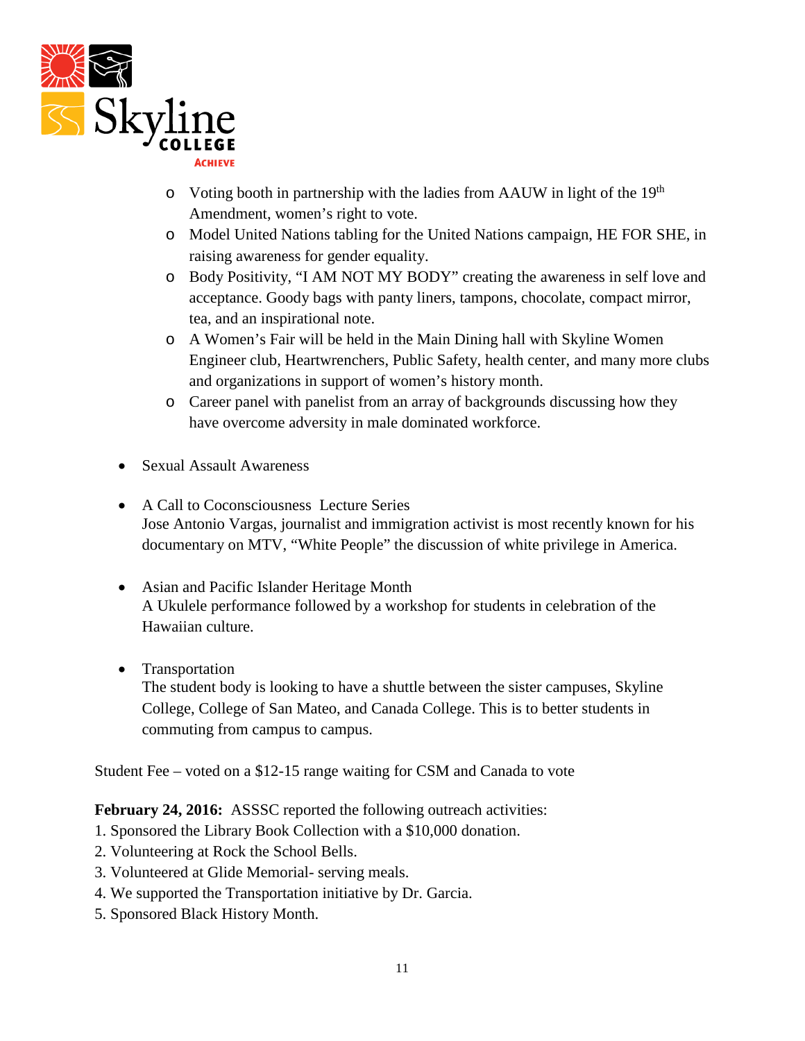- Voting booth in partnership with the ladies from AAUW in light of the 19th Amendment, women's right to vote.
- Model United Nations tabling for the United Nations campaign, HE FOR SHE, in raising awareness for gender equality.
- Body Positivity, "I AM NOT MY BODY" creating the awareness in self love and acceptance. Goody bags with panty liners, tampons, chocolate, compact mirror, tea, and an inspirational note.
- A Women's Fair will be held in the Main Dining hall with Skyline Women Engineer club, Heartwrenchers, Public Safety, health center, and many more clubs and organizations in support of women's history month.
- Career panel with panelist from an array of backgrounds discussing how they have overcome adversity in male dominated workforce.

- Sexual Assault Awareness

- A Call to Coconsciousness Lecture Series
  Jose Antonio Vargas, journalist and immigration activist is most recently known for his documentary on MTV, "White People" the discussion of white privilege in America.

- Asian and Pacific Islander Heritage Month
  A Ukulele performance followed by a workshop for students in celebration of the Hawaiian culture.

- Transportation
  The student body is looking to have a shuttle between the sister campuses, Skyline College, College of San Mateo, and Canada College. This is to better students in commuting from campus to campus.

Student Fee – voted on a $12-15 range waiting for CSM and Canada to vote

**February 24, 2016:** ASSSC reported the following outreach activities:

1. Sponsored the Library Book Collection with a $10,000 donation.
2. Volunteering at Rock the School Bells.
3. Volunteered at Glide Memorial- serving meals.
4. We supported the Transportation initiative by Dr. Garcia.
5. Sponsored Black History Month.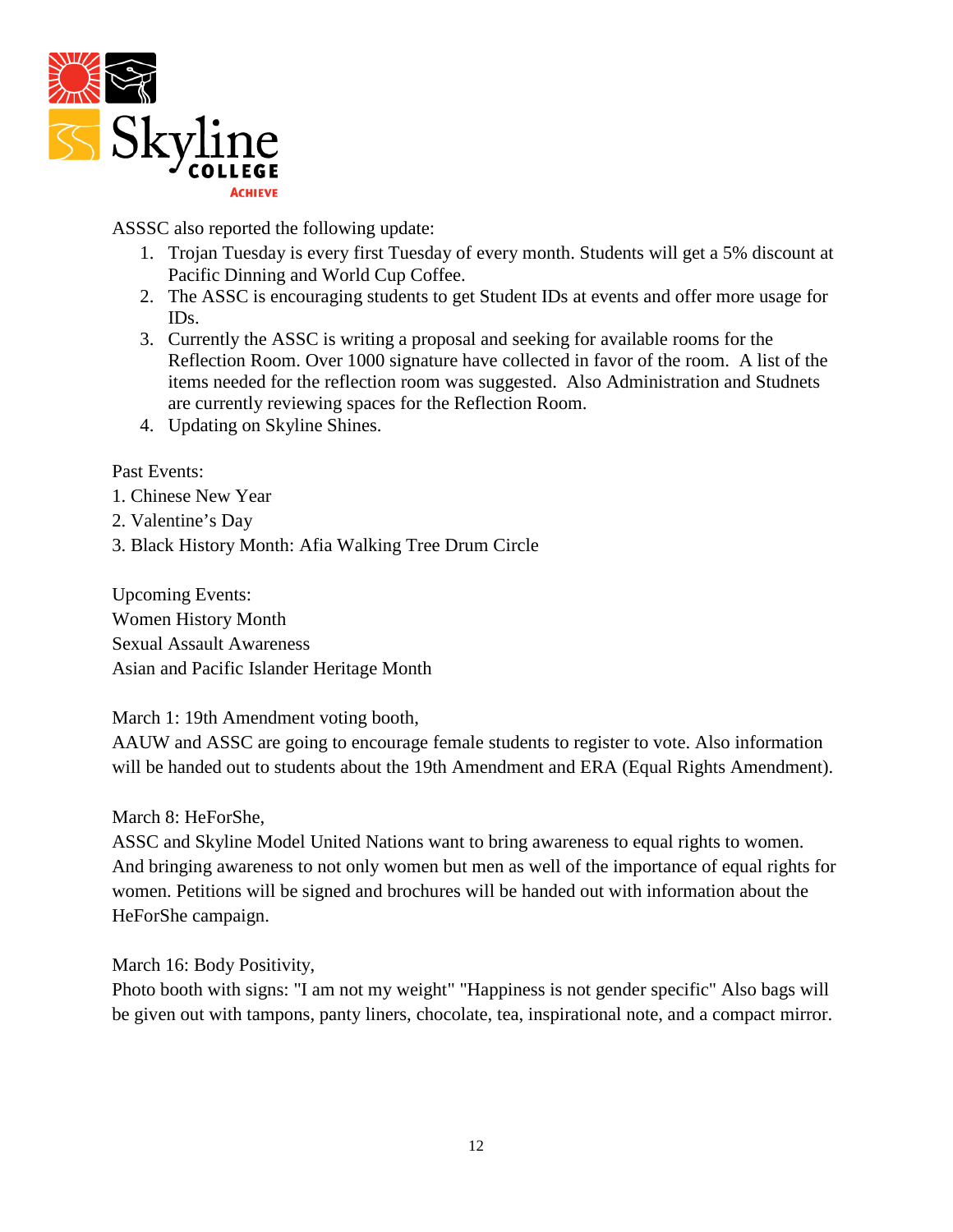ASSSC also reported the following update:

1. Trojan Tuesday is every first Tuesday of every month. Students will get a 5% discount at Pacific Dinning and World Cup Coffee.
2. The ASSC is encouraging students to get Student IDs at events and offer more usage for IDs.
3. Currently the ASSC is writing a proposal and seeking for available rooms for the Reflection Room. Over 1000 signature have collected in favor of the room. A list of the items needed for the reflection room was suggested. Also Administration and Studnets are currently reviewing spaces for the Reflection Room.
4. Updating on Skyline Shines.

Past Events:
1. Chinese New Year
2. Valentine's Day
3. Black History Month: Afia Walking Tree Drum Circle

Upcoming Events:
Women History Month
Sexual Assault Awareness
Asian and Pacific Islander Heritage Month

March 1: 19th Amendment voting booth,
AAUW and ASSC are going to encourage female students to register to vote. Also information will be handed out to students about the 19th Amendment and ERA (Equal Rights Amendment).

March 8: HeForShe,
ASSC and Skyline Model United Nations want to bring awareness to equal rights to women. And bringing awareness to not only women but men as well of the importance of equal rights for women. Petitions will be signed and brochures will be handed out with information about the HeForShe campaign.

March 16: Body Positivity,
Photo booth with signs: "I am not my weight" "Happiness is not gender specific" Also bags will be given out with tampons, panty liners, chocolate, tea, inspirational note, and a compact mirror.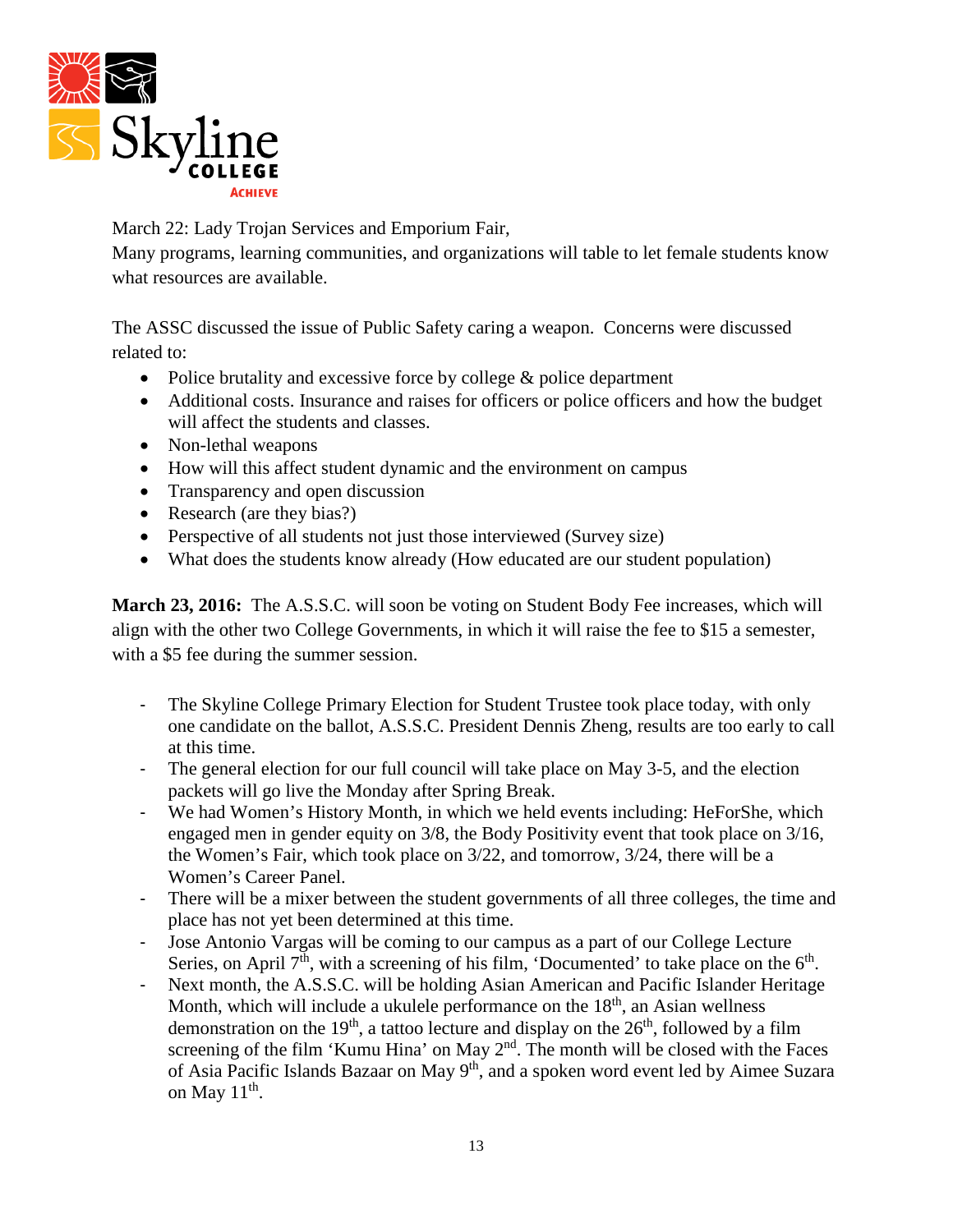March 22: Lady Trojan Services and Emporium Fair,
Many programs, learning communities, and organizations will table to let female students know what resources are available.

The ASSC discussed the issue of Public Safety caring a weapon. Concerns were discussed related to:

- Police brutality and excessive force by college & police department
- Additional costs. Insurance and raises for officers or police officers and how the budget will affect the students and classes.
- Non-lethal weapons
- How will this affect student dynamic and the environment on campus
- Transparency and open discussion
- Research (are they bias?)
- Perspective of all students not just those interviewed (Survey size)
- What does the students know already (How educated are our student population)

**March 23, 2016:** The A.S.S.C. will soon be voting on Student Body Fee increases, which will align with the other two College Governments, in which it will raise the fee to $15 a semester, with a $5 fee during the summer session.

- The Skyline College Primary Election for Student Trustee took place today, with only one candidate on the ballot, A.S.S.C. President Dennis Zheng, results are too early to call at this time.
- The general election for our full council will take place on May 3-5, and the election packets will go live the Monday after Spring Break.
- We had Women's History Month, in which we held events including: HeForShe, which engaged men in gender equity on 3/8, the Body Positivity event that took place on 3/16, the Women's Fair, which took place on 3/22, and tomorrow, 3/24, there will be a Women's Career Panel.
- There will be a mixer between the student governments of all three colleges, the time and place has not yet been determined at this time.
- Jose Antonio Vargas will be coming to our campus as a part of our College Lecture Series, on April 7th, with a screening of his film, 'Documented' to take place on the 6th.
- Next month, the A.S.S.C. will be holding Asian American and Pacific Islander Heritage Month, which will include a ukulele performance on the 18th, an Asian wellness demonstration on the 19th, a tattoo lecture and display on the 26th, followed by a film screening of the film 'Kumu Hina' on May 2nd. The month will be closed with the Faces of Asia Pacific Islands Bazaar on May 9th, and a spoken word event led by Aimee Suzara on May 11th.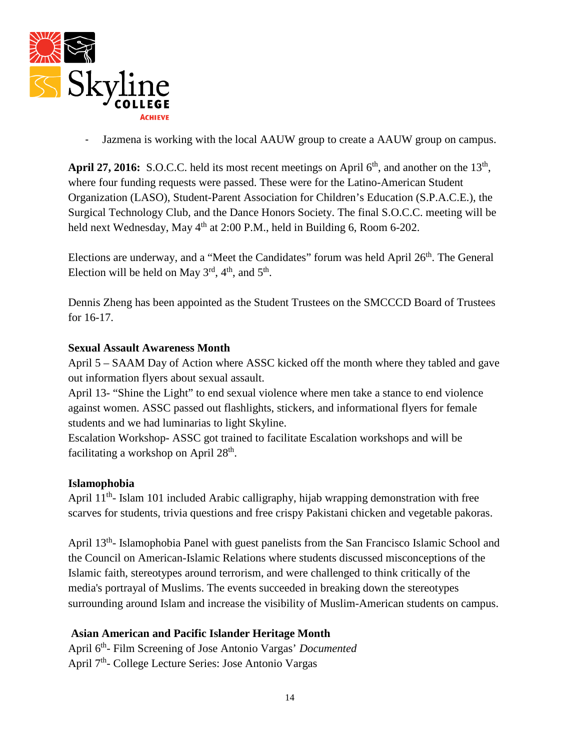- Jazmena is working with the local AAUW group to create a AAUW group on campus.

**April 27, 2016:** S.O.C.C. held its most recent meetings on April 6th, and another on the 13th, where four funding requests were passed. These were for the Latino-American Student Organization (LASO), Student-Parent Association for Children's Education (S.P.A.C.E.), the Surgical Technology Club, and the Dance Honors Society. The final S.O.C.C. meeting will be held next Wednesday, May 4th at 2:00 P.M., held in Building 6, Room 6-202.

Elections are underway, and a "Meet the Candidates" forum was held April 26th. The General Election will be held on May 3rd, 4th, and 5th.

Dennis Zheng has been appointed as the Student Trustees on the SMCCCD Board of Trustees for 16-17.

**Sexual Assault Awareness Month**

April 5 – SAAM Day of Action where ASSC kicked off the month where they tabled and gave out information flyers about sexual assault.

April 13- "Shine the Light" to end sexual violence where men take a stance to end violence against women. ASSC passed out flashlights, stickers, and informational flyers for female students and we had luminarias to light Skyline.

Escalation Workshop- ASSC got trained to facilitate Escalation workshops and will be facilitating a workshop on April 28th.

**Islamophobia**

April 11th- Islam 101 included Arabic calligraphy, hijab wrapping demonstration with free scarves for students, trivia questions and free crispy Pakistani chicken and vegetable pakoras.

April 13th- Islamophobia Panel with guest panelists from the San Francisco Islamic School and the Council on American-Islamic Relations where students discussed misconceptions of the Islamic faith, stereotypes around terrorism, and were challenged to think critically of the media's portrayal of Muslims. The events succeeded in breaking down the stereotypes surrounding around Islam and increase the visibility of Muslim-American students on campus.

**Asian American and Pacific Islander Heritage Month**

April 6th- Film Screening of Jose Antonio Vargas' *Documented*

April 7th- College Lecture Series: Jose Antonio Vargas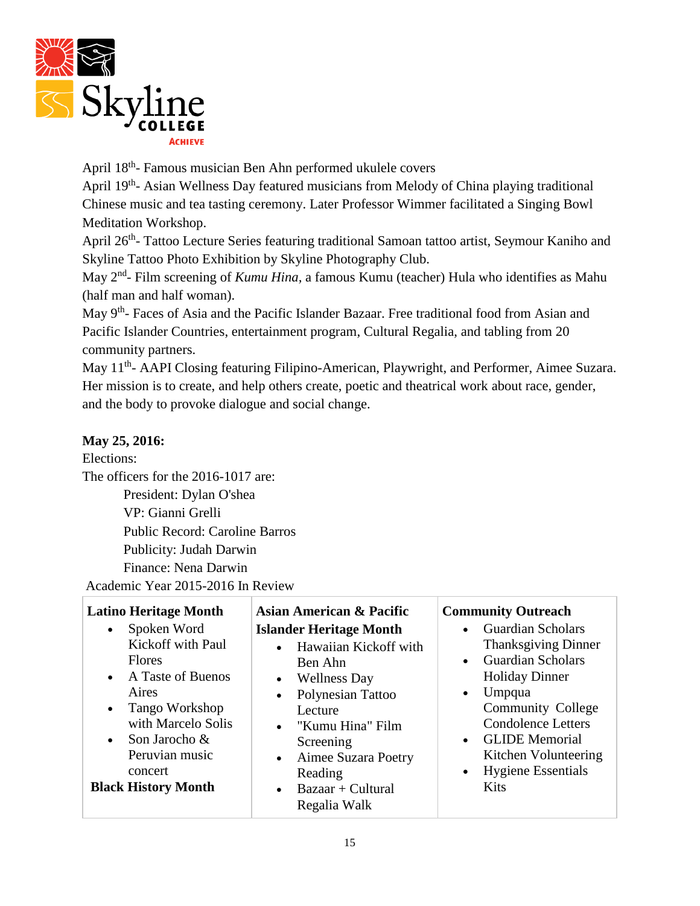April 18th- Famous musician Ben Ahn performed ukulele covers
April 19th- Asian Wellness Day featured musicians from Melody of China playing traditional Chinese music and tea tasting ceremony. Later Professor Wimmer facilitated a Singing Bowl Meditation Workshop.
April 26th- Tattoo Lecture Series featuring traditional Samoan tattoo artist, Seymour Kaniho and Skyline Tattoo Photo Exhibition by Skyline Photography Club.
May 2nd- Film screening of *Kumu Hina,* a famous Kumu (teacher) Hula who identifies as Mahu (half man and half woman).
May 9th- Faces of Asia and the Pacific Islander Bazaar. Free traditional food from Asian and Pacific Islander Countries, entertainment program, Cultural Regalia, and tabling from 20 community partners.
May 11th- AAPI Closing featuring Filipino-American, Playwright, and Performer, Aimee Suzara. Her mission is to create, and help others create, poetic and theatrical work about race, gender, and the body to provoke dialogue and social change.

**May 25, 2016:**
Elections:
The officers for the 2016-1017 are:

President: Dylan O'shea
VP: Gianni Grelli
Public Record: Caroline Barros
Publicity: Judah Darwin
Finance: Nena Darwin

Academic Year 2015-2016 In Review

| **Latino Heritage Month** | **Asian American & Pacific Islander Heritage Month** | **Community Outreach** |
|---|---|---|
| • Spoken Word Kickoff with Paul Flores<br>• A Taste of Buenos Aires<br>• Tango Workshop with Marcelo Solis<br>• Son Jarocho & Peruvian music concert<br>**Black History Month** | • Hawaiian Kickoff with Ben Ahn<br>• Wellness Day<br>• Polynesian Tattoo Lecture<br>• "Kumu Hina" Film Screening<br>• Aimee Suzara Poetry Reading<br>• Bazaar + Cultural Regalia Walk | • Guardian Scholars Thanksgiving Dinner<br>• Guardian Scholars Holiday Dinner<br>• Umpqua Community College Condolence Letters<br>• GLIDE Memorial Kitchen Volunteering<br>• Hygiene Essentials Kits |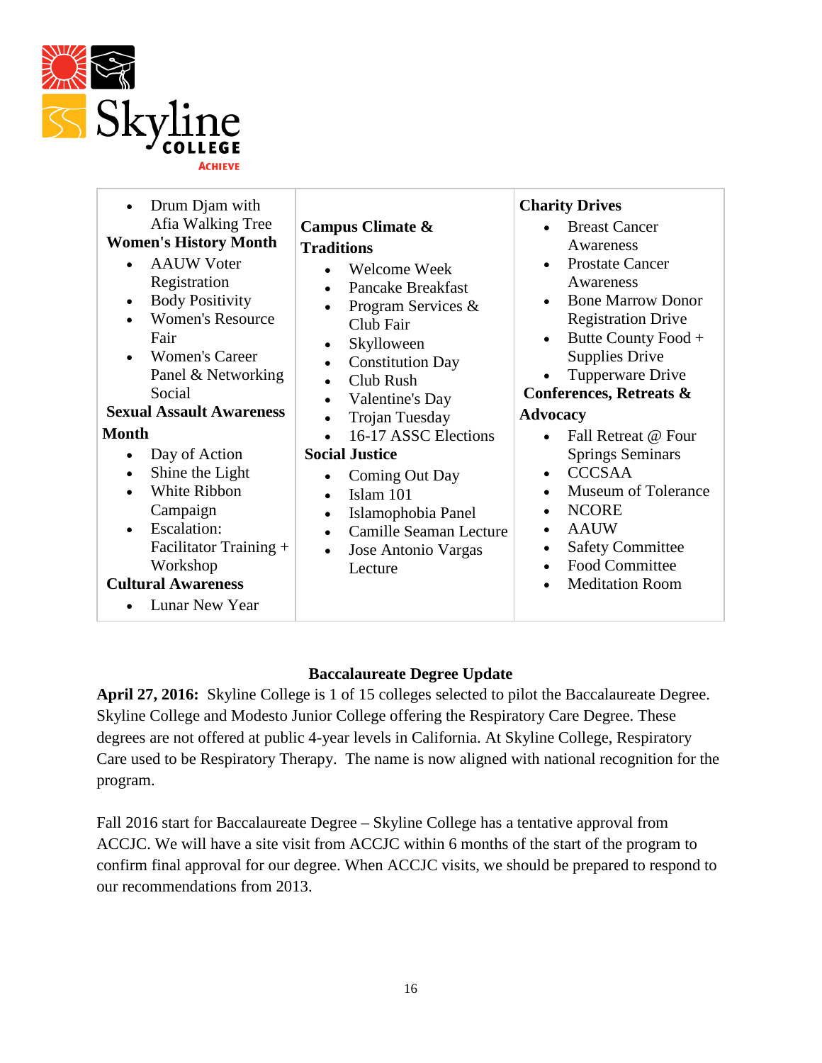- Drum Djam with Afia Walking Tree

**Women's History Month**

- AAUW Voter Registration
- Body Positivity
- Women's Resource Fair
- Women's Career Panel & Networking Social

**Sexual Assault Awareness Month**

- Day of Action
- Shine the Light
- White Ribbon Campaign
- Escalation: Facilitator Training + Workshop

**Cultural Awareness**

- Lunar New Year

**Campus Climate & Traditions**

- Welcome Week
- Pancake Breakfast
- Program Services & Club Fair
- Skylloween
- Constitution Day
- Club Rush
- Valentine's Day
- Trojan Tuesday
- 16-17 ASSC Elections

**Social Justice**

- Coming Out Day
- Islam 101
- Islamophobia Panel
- Camille Seaman Lecture
- Jose Antonio Vargas Lecture

**Charity Drives**

- Breast Cancer Awareness
- Prostate Cancer Awareness
- Bone Marrow Donor Registration Drive
- Butte County Food + Supplies Drive
- Tupperware Drive

**Conferences, Retreats & Advocacy**

- Fall Retreat @ Four Springs Seminars
- CCCSAA
- Museum of Tolerance
- NCORE
- AAUW
- Safety Committee
- Food Committee
- Meditation Room

## Baccalaureate Degree Update

**April 27, 2016:** Skyline College is 1 of 15 colleges selected to pilot the Baccalaureate Degree. Skyline College and Modesto Junior College offering the Respiratory Care Degree. These degrees are not offered at public 4-year levels in California. At Skyline College, Respiratory Care used to be Respiratory Therapy. The name is now aligned with national recognition for the program.

Fall 2016 start for Baccalaureate Degree – Skyline College has a tentative approval from ACCJC. We will have a site visit from ACCJC within 6 months of the start of the program to confirm final approval for our degree. When ACCJC visits, we should be prepared to respond to our recommendations from 2013.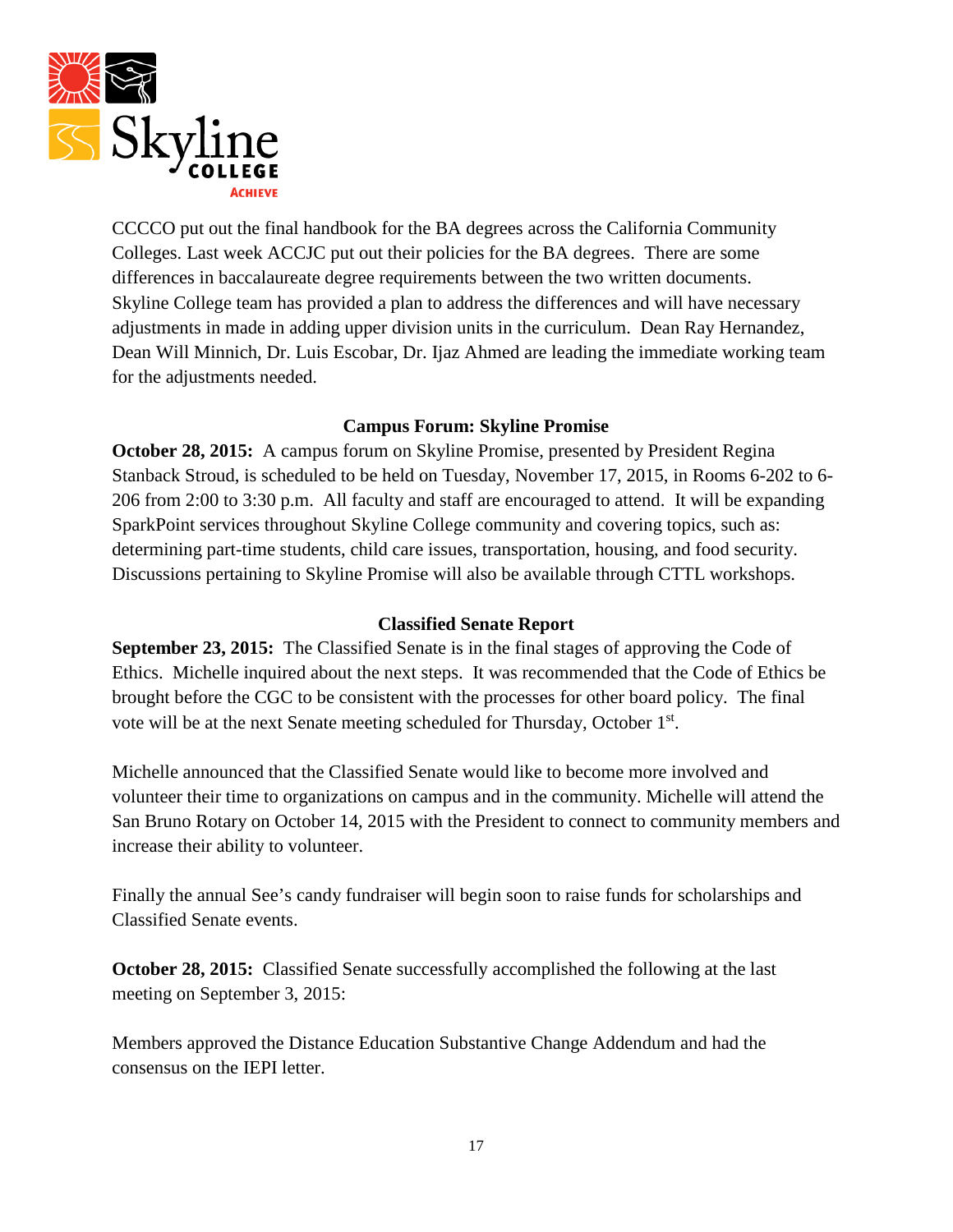CCCCO put out the final handbook for the BA degrees across the California Community Colleges. Last week ACCJC put out their policies for the BA degrees. There are some differences in baccalaureate degree requirements between the two written documents. Skyline College team has provided a plan to address the differences and will have necessary adjustments in made in adding upper division units in the curriculum. Dean Ray Hernandez, Dean Will Minnich, Dr. Luis Escobar, Dr. Ijaz Ahmed are leading the immediate working team for the adjustments needed.

### Campus Forum: Skyline Promise

**October 28, 2015:** A campus forum on Skyline Promise, presented by President Regina Stanback Stroud, is scheduled to be held on Tuesday, November 17, 2015, in Rooms 6-202 to 6-206 from 2:00 to 3:30 p.m. All faculty and staff are encouraged to attend. It will be expanding SparkPoint services throughout Skyline College community and covering topics, such as: determining part-time students, child care issues, transportation, housing, and food security. Discussions pertaining to Skyline Promise will also be available through CTTL workshops.

### Classified Senate Report

**September 23, 2015:** The Classified Senate is in the final stages of approving the Code of Ethics. Michelle inquired about the next steps. It was recommended that the Code of Ethics be brought before the CGC to be consistent with the processes for other board policy. The final vote will be at the next Senate meeting scheduled for Thursday, October 1st.

Michelle announced that the Classified Senate would like to become more involved and volunteer their time to organizations on campus and in the community. Michelle will attend the San Bruno Rotary on October 14, 2015 with the President to connect to community members and increase their ability to volunteer.

Finally the annual See's candy fundraiser will begin soon to raise funds for scholarships and Classified Senate events.

**October 28, 2015:** Classified Senate successfully accomplished the following at the last meeting on September 3, 2015:

Members approved the Distance Education Substantive Change Addendum and had the consensus on the IEPI letter.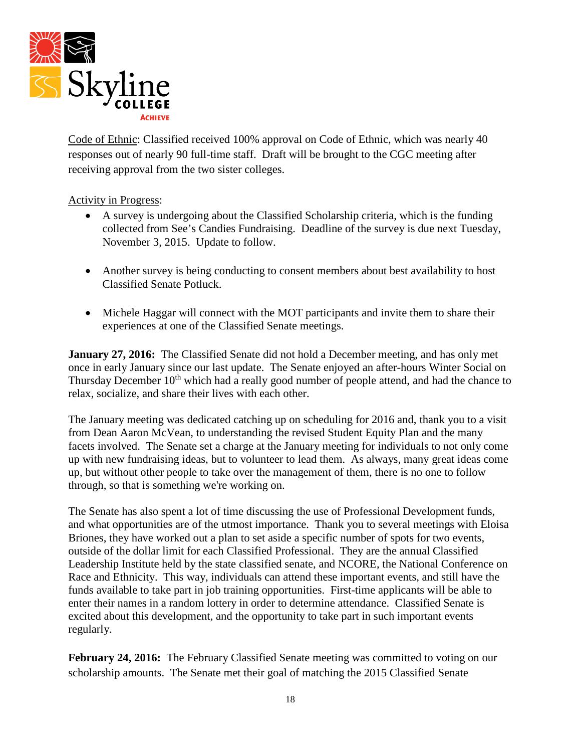Code of Ethnic: Classified received 100% approval on Code of Ethnic, which was nearly 40 responses out of nearly 90 full-time staff. Draft will be brought to the CGC meeting after receiving approval from the two sister colleges.

Activity in Progress:

- A survey is undergoing about the Classified Scholarship criteria, which is the funding collected from See's Candies Fundraising. Deadline of the survey is due next Tuesday, November 3, 2015. Update to follow.
- Another survey is being conducting to consent members about best availability to host Classified Senate Potluck.
- Michele Haggar will connect with the MOT participants and invite them to share their experiences at one of the Classified Senate meetings.

**January 27, 2016:** The Classified Senate did not hold a December meeting, and has only met once in early January since our last update. The Senate enjoyed an after-hours Winter Social on Thursday December 10th which had a really good number of people attend, and had the chance to relax, socialize, and share their lives with each other.

The January meeting was dedicated catching up on scheduling for 2016 and, thank you to a visit from Dean Aaron McVean, to understanding the revised Student Equity Plan and the many facets involved. The Senate set a charge at the January meeting for individuals to not only come up with new fundraising ideas, but to volunteer to lead them. As always, many great ideas come up, but without other people to take over the management of them, there is no one to follow through, so that is something we're working on.

The Senate has also spent a lot of time discussing the use of Professional Development funds, and what opportunities are of the utmost importance. Thank you to several meetings with Eloisa Briones, they have worked out a plan to set aside a specific number of spots for two events, outside of the dollar limit for each Classified Professional. They are the annual Classified Leadership Institute held by the state classified senate, and NCORE, the National Conference on Race and Ethnicity. This way, individuals can attend these important events, and still have the funds available to take part in job training opportunities. First-time applicants will be able to enter their names in a random lottery in order to determine attendance. Classified Senate is excited about this development, and the opportunity to take part in such important events regularly.

**February 24, 2016:** The February Classified Senate meeting was committed to voting on our scholarship amounts. The Senate met their goal of matching the 2015 Classified Senate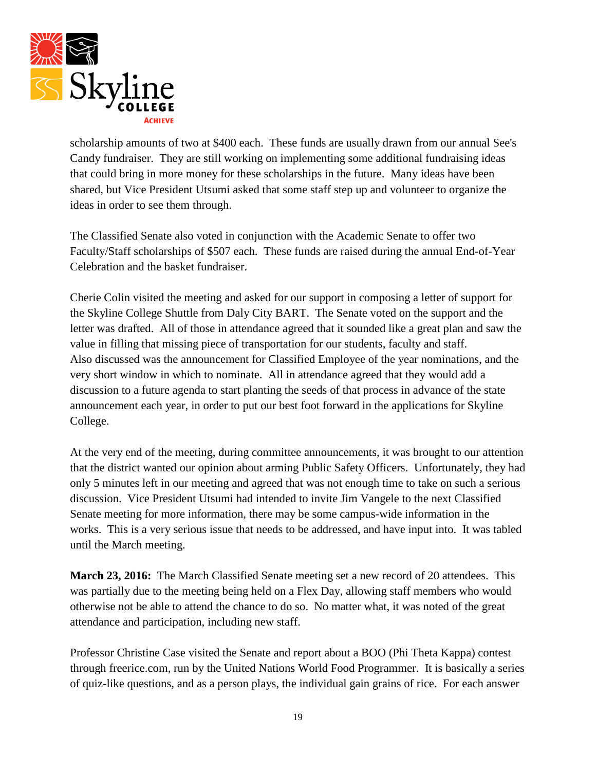scholarship amounts of two at $400 each. These funds are usually drawn from our annual See's Candy fundraiser. They are still working on implementing some additional fundraising ideas that could bring in more money for these scholarships in the future. Many ideas have been shared, but Vice President Utsumi asked that some staff step up and volunteer to organize the ideas in order to see them through.

The Classified Senate also voted in conjunction with the Academic Senate to offer two Faculty/Staff scholarships of $507 each. These funds are raised during the annual End-of-Year Celebration and the basket fundraiser.

Cherie Colin visited the meeting and asked for our support in composing a letter of support for the Skyline College Shuttle from Daly City BART. The Senate voted on the support and the letter was drafted. All of those in attendance agreed that it sounded like a great plan and saw the value in filling that missing piece of transportation for our students, faculty and staff.
Also discussed was the announcement for Classified Employee of the year nominations, and the very short window in which to nominate. All in attendance agreed that they would add a discussion to a future agenda to start planting the seeds of that process in advance of the state announcement each year, in order to put our best foot forward in the applications for Skyline College.

At the very end of the meeting, during committee announcements, it was brought to our attention that the district wanted our opinion about arming Public Safety Officers. Unfortunately, they had only 5 minutes left in our meeting and agreed that was not enough time to take on such a serious discussion. Vice President Utsumi had intended to invite Jim Vangele to the next Classified Senate meeting for more information, there may be some campus-wide information in the works. This is a very serious issue that needs to be addressed, and have input into. It was tabled until the March meeting.

**March 23, 2016:** The March Classified Senate meeting set a new record of 20 attendees. This was partially due to the meeting being held on a Flex Day, allowing staff members who would otherwise not be able to attend the chance to do so. No matter what, it was noted of the great attendance and participation, including new staff.

Professor Christine Case visited the Senate and report about a BOO (Phi Theta Kappa) contest through freerice.com, run by the United Nations World Food Programmer. It is basically a series of quiz-like questions, and as a person plays, the individual gain grains of rice. For each answer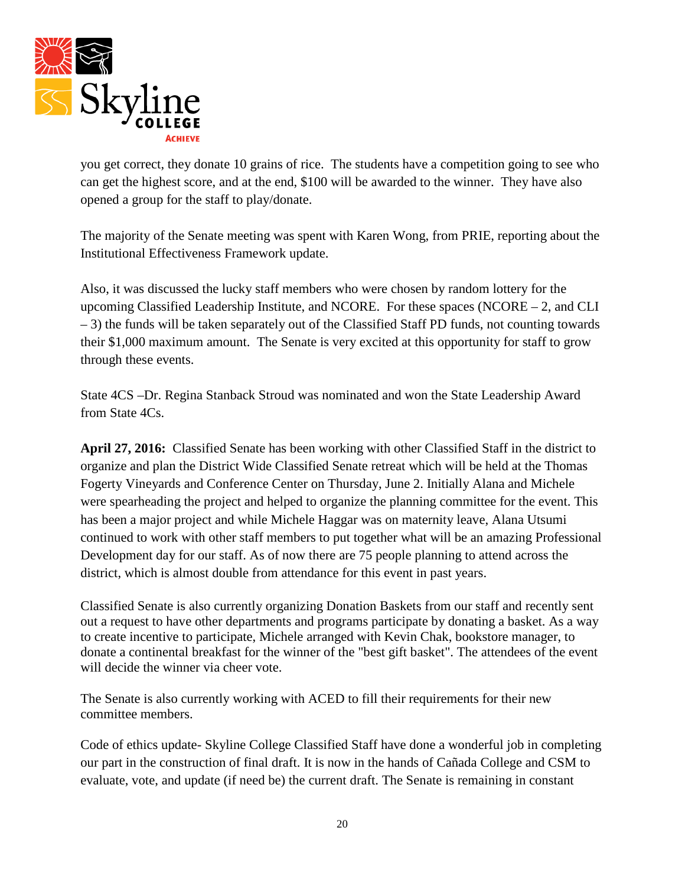you get correct, they donate 10 grains of rice. The students have a competition going to see who can get the highest score, and at the end, $100 will be awarded to the winner. They have also opened a group for the staff to play/donate.

The majority of the Senate meeting was spent with Karen Wong, from PRIE, reporting about the Institutional Effectiveness Framework update.

Also, it was discussed the lucky staff members who were chosen by random lottery for the upcoming Classified Leadership Institute, and NCORE. For these spaces (NCORE – 2, and CLI – 3) the funds will be taken separately out of the Classified Staff PD funds, not counting towards their $1,000 maximum amount. The Senate is very excited at this opportunity for staff to grow through these events.

State 4CS –Dr. Regina Stanback Stroud was nominated and won the State Leadership Award from State 4Cs.

**April 27, 2016:** Classified Senate has been working with other Classified Staff in the district to organize and plan the District Wide Classified Senate retreat which will be held at the Thomas Fogerty Vineyards and Conference Center on Thursday, June 2. Initially Alana and Michele were spearheading the project and helped to organize the planning committee for the event. This has been a major project and while Michele Haggar was on maternity leave, Alana Utsumi continued to work with other staff members to put together what will be an amazing Professional Development day for our staff. As of now there are 75 people planning to attend across the district, which is almost double from attendance for this event in past years.

Classified Senate is also currently organizing Donation Baskets from our staff and recently sent out a request to have other departments and programs participate by donating a basket. As a way to create incentive to participate, Michele arranged with Kevin Chak, bookstore manager, to donate a continental breakfast for the winner of the "best gift basket". The attendees of the event will decide the winner via cheer vote.

The Senate is also currently working with ACED to fill their requirements for their new committee members.

Code of ethics update- Skyline College Classified Staff have done a wonderful job in completing our part in the construction of final draft. It is now in the hands of Cañada College and CSM to evaluate, vote, and update (if need be) the current draft. The Senate is remaining in constant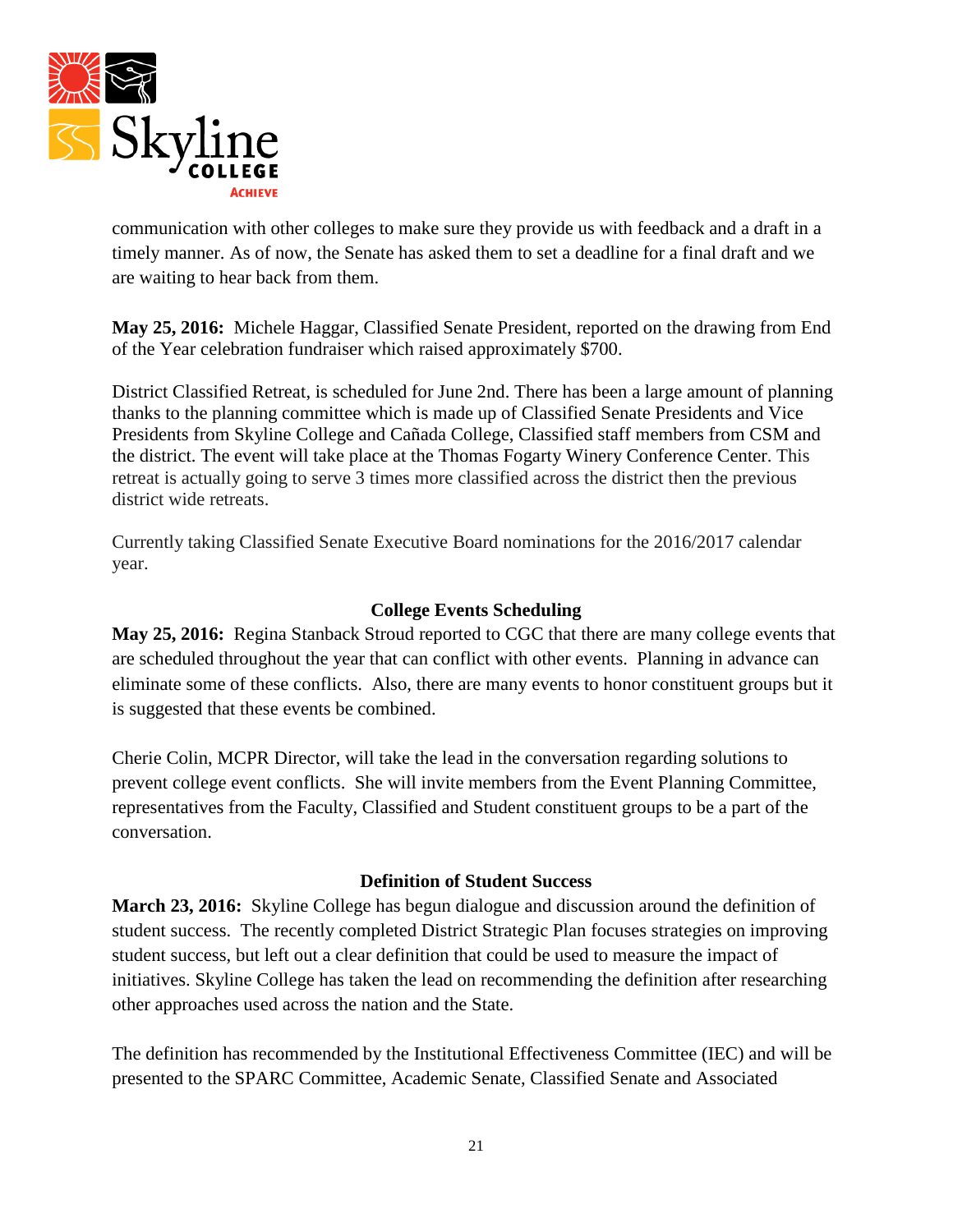communication with other colleges to make sure they provide us with feedback and a draft in a timely manner. As of now, the Senate has asked them to set a deadline for a final draft and we are waiting to hear back from them.

**May 25, 2016:** Michele Haggar, Classified Senate President, reported on the drawing from End of the Year celebration fundraiser which raised approximately $700.

District Classified Retreat, is scheduled for June 2nd. There has been a large amount of planning thanks to the planning committee which is made up of Classified Senate Presidents and Vice Presidents from Skyline College and Cañada College, Classified staff members from CSM and the district. The event will take place at the Thomas Fogarty Winery Conference Center. This retreat is actually going to serve 3 times more classified across the district then the previous district wide retreats.

Currently taking Classified Senate Executive Board nominations for the 2016/2017 calendar year.

### College Events Scheduling

**May 25, 2016:** Regina Stanback Stroud reported to CGC that there are many college events that are scheduled throughout the year that can conflict with other events. Planning in advance can eliminate some of these conflicts. Also, there are many events to honor constituent groups but it is suggested that these events be combined.

Cherie Colin, MCPR Director, will take the lead in the conversation regarding solutions to prevent college event conflicts. She will invite members from the Event Planning Committee, representatives from the Faculty, Classified and Student constituent groups to be a part of the conversation.

### Definition of Student Success

**March 23, 2016:** Skyline College has begun dialogue and discussion around the definition of student success. The recently completed District Strategic Plan focuses strategies on improving student success, but left out a clear definition that could be used to measure the impact of initiatives. Skyline College has taken the lead on recommending the definition after researching other approaches used across the nation and the State.

The definition has recommended by the Institutional Effectiveness Committee (IEC) and will be presented to the SPARC Committee, Academic Senate, Classified Senate and Associated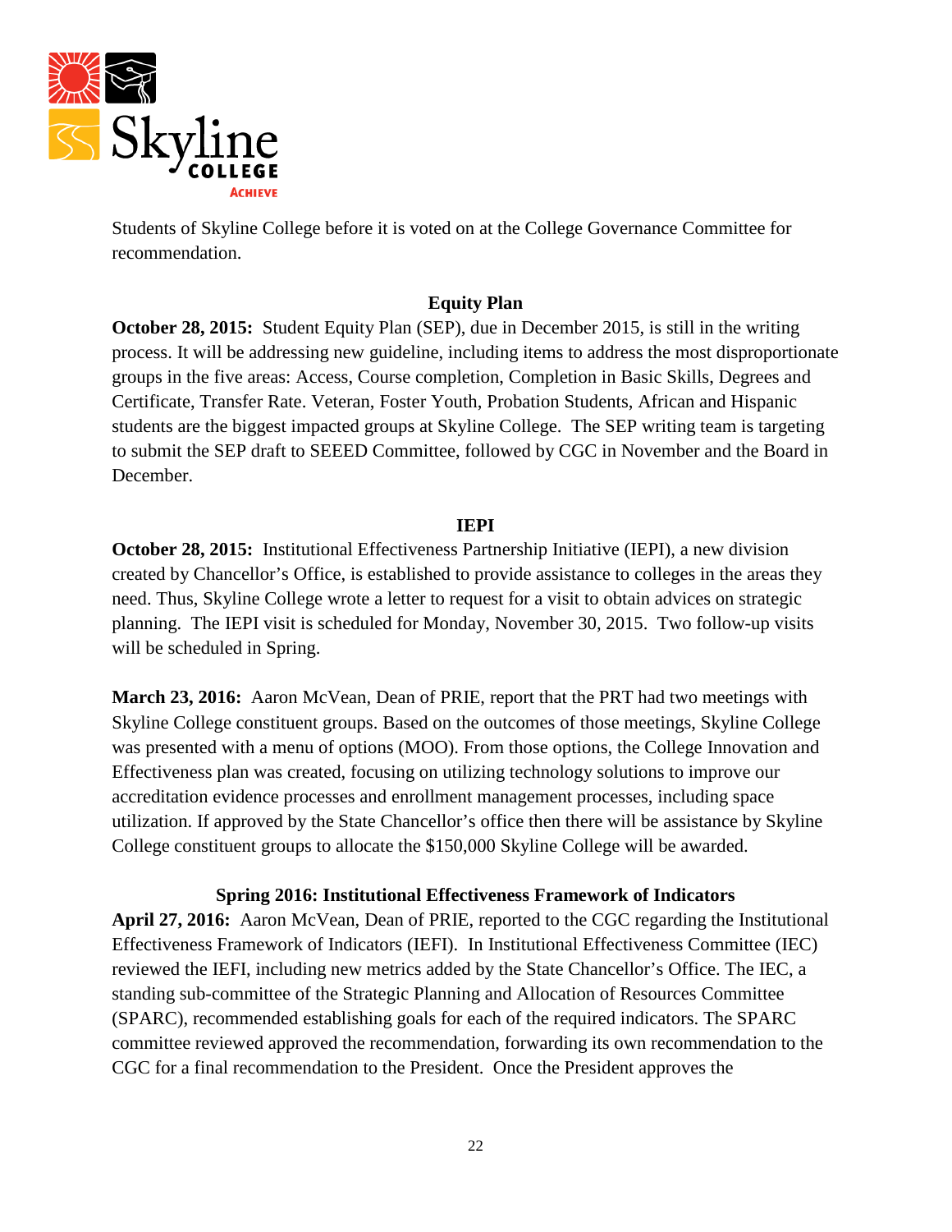Students of Skyline College before it is voted on at the College Governance Committee for recommendation.

### Equity Plan

**October 28, 2015:** Student Equity Plan (SEP), due in December 2015, is still in the writing process. It will be addressing new guideline, including items to address the most disproportionate groups in the five areas: Access, Course completion, Completion in Basic Skills, Degrees and Certificate, Transfer Rate. Veteran, Foster Youth, Probation Students, African and Hispanic students are the biggest impacted groups at Skyline College. The SEP writing team is targeting to submit the SEP draft to SEEED Committee, followed by CGC in November and the Board in December.

### IEPI

**October 28, 2015:** Institutional Effectiveness Partnership Initiative (IEPI), a new division created by Chancellor's Office, is established to provide assistance to colleges in the areas they need. Thus, Skyline College wrote a letter to request for a visit to obtain advices on strategic planning. The IEPI visit is scheduled for Monday, November 30, 2015. Two follow-up visits will be scheduled in Spring.

**March 23, 2016:** Aaron McVean, Dean of PRIE, report that the PRT had two meetings with Skyline College constituent groups. Based on the outcomes of those meetings, Skyline College was presented with a menu of options (MOO). From those options, the College Innovation and Effectiveness plan was created, focusing on utilizing technology solutions to improve our accreditation evidence processes and enrollment management processes, including space utilization. If approved by the State Chancellor's office then there will be assistance by Skyline College constituent groups to allocate the $150,000 Skyline College will be awarded.

### Spring 2016: Institutional Effectiveness Framework of Indicators

**April 27, 2016:** Aaron McVean, Dean of PRIE, reported to the CGC regarding the Institutional Effectiveness Framework of Indicators (IEFI). In Institutional Effectiveness Committee (IEC) reviewed the IEFI, including new metrics added by the State Chancellor's Office. The IEC, a standing sub-committee of the Strategic Planning and Allocation of Resources Committee (SPARC), recommended establishing goals for each of the required indicators. The SPARC committee reviewed approved the recommendation, forwarding its own recommendation to the CGC for a final recommendation to the President. Once the President approves the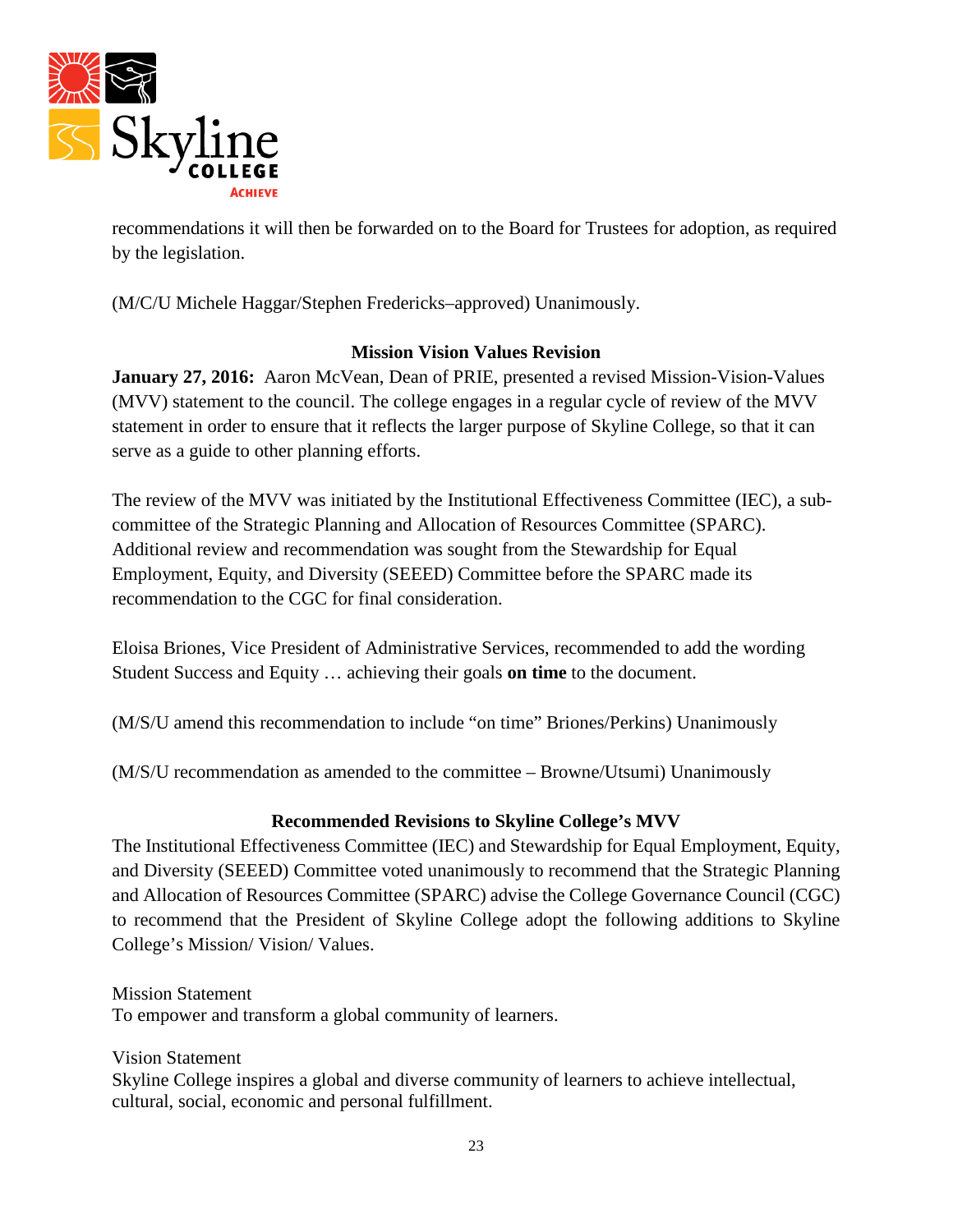recommendations it will then be forwarded on to the Board for Trustees for adoption, as required by the legislation.

(M/C/U Michele Haggar/Stephen Fredericks–approved) Unanimously.

## Mission Vision Values Revision

**January 27, 2016:** Aaron McVean, Dean of PRIE, presented a revised Mission-Vision-Values (MVV) statement to the council. The college engages in a regular cycle of review of the MVV statement in order to ensure that it reflects the larger purpose of Skyline College, so that it can serve as a guide to other planning efforts.

The review of the MVV was initiated by the Institutional Effectiveness Committee (IEC), a sub-committee of the Strategic Planning and Allocation of Resources Committee (SPARC). Additional review and recommendation was sought from the Stewardship for Equal Employment, Equity, and Diversity (SEEED) Committee before the SPARC made its recommendation to the CGC for final consideration.

Eloisa Briones, Vice President of Administrative Services, recommended to add the wording Student Success and Equity … achieving their goals **on time** to the document.

(M/S/U amend this recommendation to include "on time" Briones/Perkins) Unanimously

(M/S/U recommendation as amended to the committee – Browne/Utsumi) Unanimously

## Recommended Revisions to Skyline College's MVV

The Institutional Effectiveness Committee (IEC) and Stewardship for Equal Employment, Equity, and Diversity (SEEED) Committee voted unanimously to recommend that the Strategic Planning and Allocation of Resources Committee (SPARC) advise the College Governance Council (CGC) to recommend that the President of Skyline College adopt the following additions to Skyline College's Mission/ Vision/ Values.

Mission Statement
To empower and transform a global community of learners.

Vision Statement
Skyline College inspires a global and diverse community of learners to achieve intellectual, cultural, social, economic and personal fulfillment.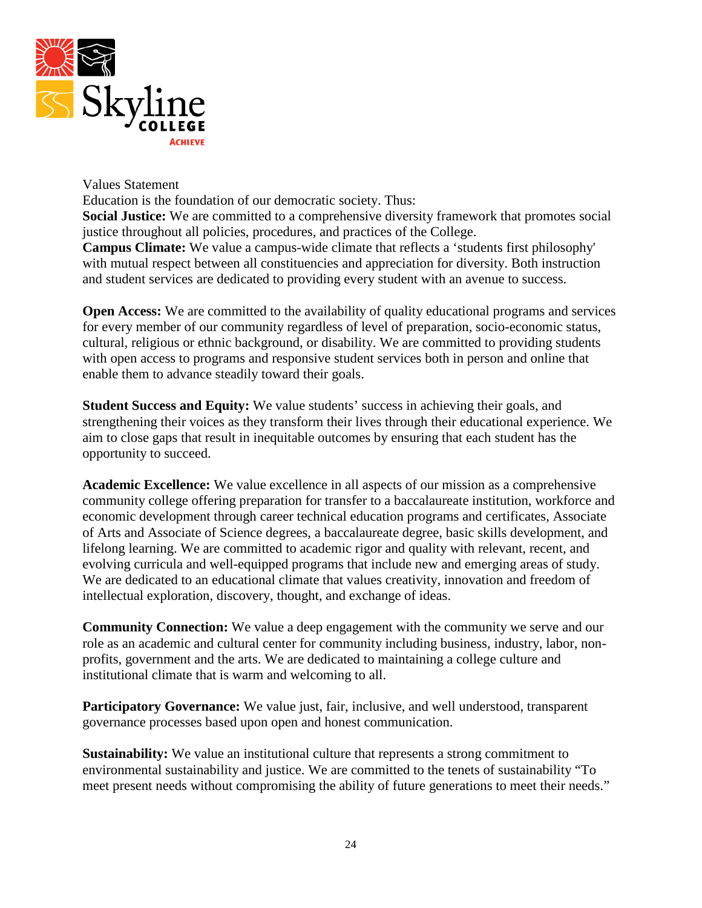Values Statement

Education is the foundation of our democratic society. Thus:

**Social Justice:** We are committed to a comprehensive diversity framework that promotes social justice throughout all policies, procedures, and practices of the College.

**Campus Climate:** We value a campus-wide climate that reflects a 'students first philosophy' with mutual respect between all constituencies and appreciation for diversity. Both instruction and student services are dedicated to providing every student with an avenue to success.

**Open Access:** We are committed to the availability of quality educational programs and services for every member of our community regardless of level of preparation, socio-economic status, cultural, religious or ethnic background, or disability. We are committed to providing students with open access to programs and responsive student services both in person and online that enable them to advance steadily toward their goals.

**Student Success and Equity:** We value students' success in achieving their goals, and strengthening their voices as they transform their lives through their educational experience. We aim to close gaps that result in inequitable outcomes by ensuring that each student has the opportunity to succeed.

**Academic Excellence:** We value excellence in all aspects of our mission as a comprehensive community college offering preparation for transfer to a baccalaureate institution, workforce and economic development through career technical education programs and certificates, Associate of Arts and Associate of Science degrees, a baccalaureate degree, basic skills development, and lifelong learning. We are committed to academic rigor and quality with relevant, recent, and evolving curricula and well-equipped programs that include new and emerging areas of study. We are dedicated to an educational climate that values creativity, innovation and freedom of intellectual exploration, discovery, thought, and exchange of ideas.

**Community Connection:** We value a deep engagement with the community we serve and our role as an academic and cultural center for community including business, industry, labor, non-profits, government and the arts. We are dedicated to maintaining a college culture and institutional climate that is warm and welcoming to all.

**Participatory Governance:** We value just, fair, inclusive, and well understood, transparent governance processes based upon open and honest communication.

**Sustainability:** We value an institutional culture that represents a strong commitment to environmental sustainability and justice. We are committed to the tenets of sustainability "To meet present needs without compromising the ability of future generations to meet their needs."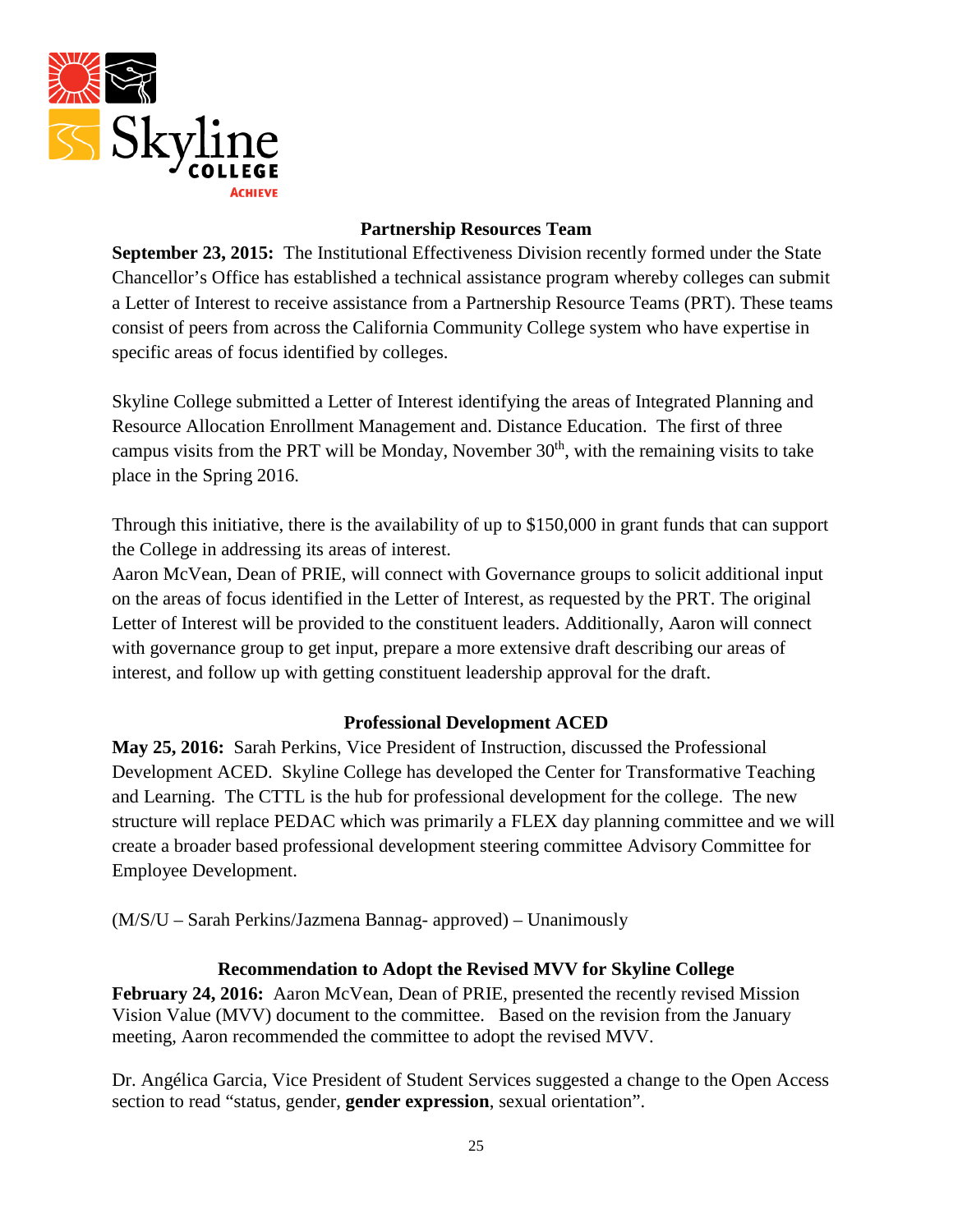### Partnership Resources Team

**September 23, 2015:** The Institutional Effectiveness Division recently formed under the State Chancellor's Office has established a technical assistance program whereby colleges can submit a Letter of Interest to receive assistance from a Partnership Resource Teams (PRT). These teams consist of peers from across the California Community College system who have expertise in specific areas of focus identified by colleges.

Skyline College submitted a Letter of Interest identifying the areas of Integrated Planning and Resource Allocation Enrollment Management and. Distance Education. The first of three campus visits from the PRT will be Monday, November 30th, with the remaining visits to take place in the Spring 2016.

Through this initiative, there is the availability of up to $150,000 in grant funds that can support the College in addressing its areas of interest.
Aaron McVean, Dean of PRIE, will connect with Governance groups to solicit additional input on the areas of focus identified in the Letter of Interest, as requested by the PRT. The original Letter of Interest will be provided to the constituent leaders. Additionally, Aaron will connect with governance group to get input, prepare a more extensive draft describing our areas of interest, and follow up with getting constituent leadership approval for the draft.

### Professional Development ACED

**May 25, 2016:** Sarah Perkins, Vice President of Instruction, discussed the Professional Development ACED. Skyline College has developed the Center for Transformative Teaching and Learning. The CTTL is the hub for professional development for the college. The new structure will replace PEDAC which was primarily a FLEX day planning committee and we will create a broader based professional development steering committee Advisory Committee for Employee Development.

(M/S/U – Sarah Perkins/Jazmena Bannag- approved) – Unanimously

### Recommendation to Adopt the Revised MVV for Skyline College

**February 24, 2016:** Aaron McVean, Dean of PRIE, presented the recently revised Mission Vision Value (MVV) document to the committee. Based on the revision from the January meeting, Aaron recommended the committee to adopt the revised MVV.

Dr. Angélica Garcia, Vice President of Student Services suggested a change to the Open Access section to read "status, gender, **gender expression**, sexual orientation".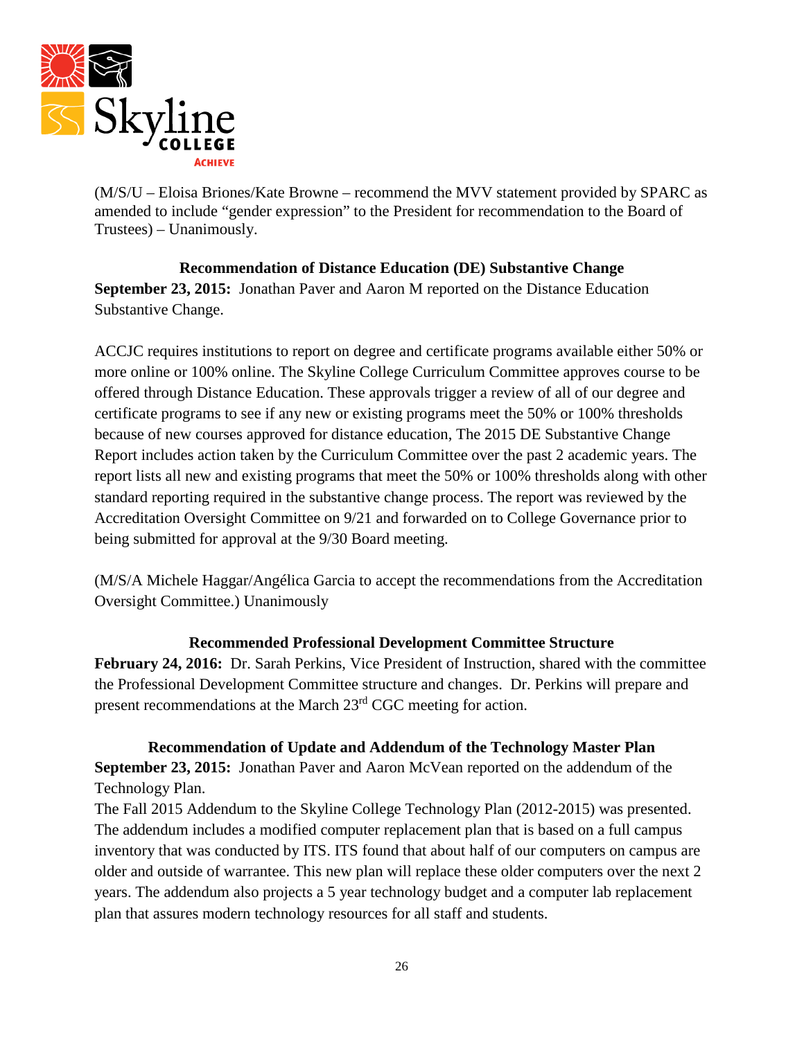(M/S/U – Eloisa Briones/Kate Browne – recommend the MVV statement provided by SPARC as amended to include "gender expression" to the President for recommendation to the Board of Trustees) – Unanimously.

### Recommendation of Distance Education (DE) Substantive Change

**September 23, 2015:** Jonathan Paver and Aaron M reported on the Distance Education Substantive Change.

ACCJC requires institutions to report on degree and certificate programs available either 50% or more online or 100% online. The Skyline College Curriculum Committee approves course to be offered through Distance Education. These approvals trigger a review of all of our degree and certificate programs to see if any new or existing programs meet the 50% or 100% thresholds because of new courses approved for distance education, The 2015 DE Substantive Change Report includes action taken by the Curriculum Committee over the past 2 academic years. The report lists all new and existing programs that meet the 50% or 100% thresholds along with other standard reporting required in the substantive change process. The report was reviewed by the Accreditation Oversight Committee on 9/21 and forwarded on to College Governance prior to being submitted for approval at the 9/30 Board meeting.

(M/S/A Michele Haggar/Angélica Garcia to accept the recommendations from the Accreditation Oversight Committee.) Unanimously

### Recommended Professional Development Committee Structure

**February 24, 2016:** Dr. Sarah Perkins, Vice President of Instruction, shared with the committee the Professional Development Committee structure and changes. Dr. Perkins will prepare and present recommendations at the March 23rd CGC meeting for action.

### Recommendation of Update and Addendum of the Technology Master Plan

**September 23, 2015:** Jonathan Paver and Aaron McVean reported on the addendum of the Technology Plan.

The Fall 2015 Addendum to the Skyline College Technology Plan (2012-2015) was presented. The addendum includes a modified computer replacement plan that is based on a full campus inventory that was conducted by ITS. ITS found that about half of our computers on campus are older and outside of warrantee. This new plan will replace these older computers over the next 2 years. The addendum also projects a 5 year technology budget and a computer lab replacement plan that assures modern technology resources for all staff and students.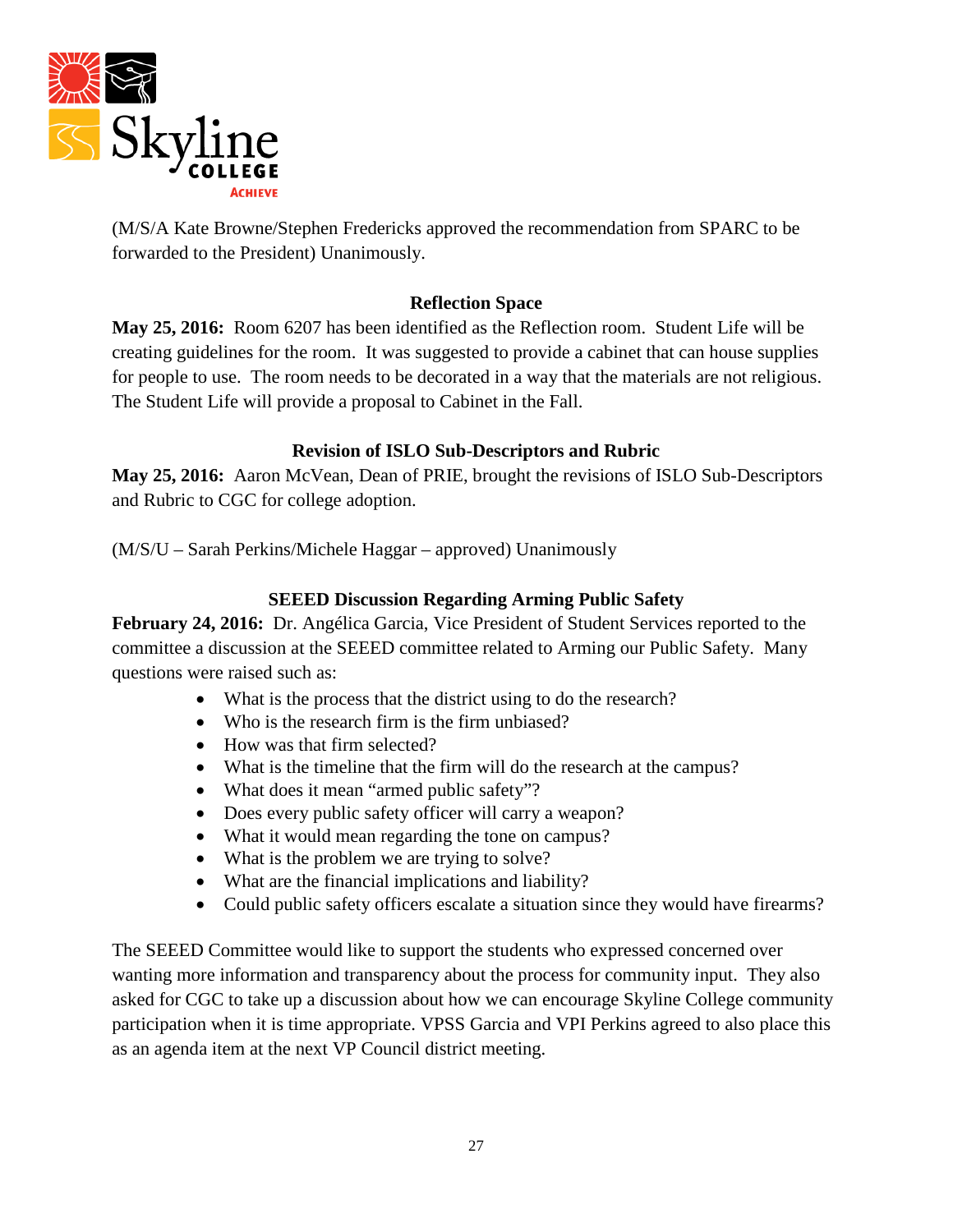(M/S/A Kate Browne/Stephen Fredericks approved the recommendation from SPARC to be forwarded to the President) Unanimously.

### Reflection Space

**May 25, 2016:** Room 6207 has been identified as the Reflection room. Student Life will be creating guidelines for the room. It was suggested to provide a cabinet that can house supplies for people to use. The room needs to be decorated in a way that the materials are not religious. The Student Life will provide a proposal to Cabinet in the Fall.

### Revision of ISLO Sub-Descriptors and Rubric

**May 25, 2016:** Aaron McVean, Dean of PRIE, brought the revisions of ISLO Sub-Descriptors and Rubric to CGC for college adoption.

(M/S/U – Sarah Perkins/Michele Haggar – approved) Unanimously

### SEEED Discussion Regarding Arming Public Safety

**February 24, 2016:** Dr. Angélica Garcia, Vice President of Student Services reported to the committee a discussion at the SEEED committee related to Arming our Public Safety. Many questions were raised such as:

- What is the process that the district using to do the research?
- Who is the research firm is the firm unbiased?
- How was that firm selected?
- What is the timeline that the firm will do the research at the campus?
- What does it mean "armed public safety"?
- Does every public safety officer will carry a weapon?
- What it would mean regarding the tone on campus?
- What is the problem we are trying to solve?
- What are the financial implications and liability?
- Could public safety officers escalate a situation since they would have firearms?

The SEEED Committee would like to support the students who expressed concerned over wanting more information and transparency about the process for community input. They also asked for CGC to take up a discussion about how we can encourage Skyline College community participation when it is time appropriate. VPSS Garcia and VPI Perkins agreed to also place this as an agenda item at the next VP Council district meeting.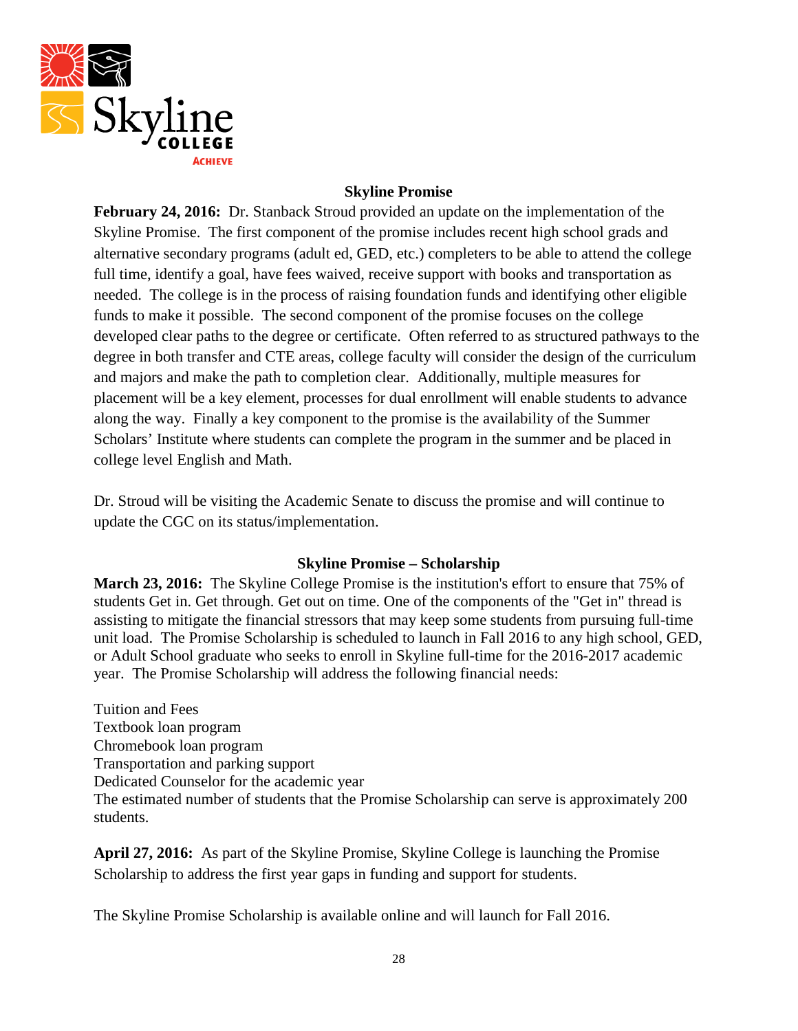## Skyline Promise

**February 24, 2016:** Dr. Stanback Stroud provided an update on the implementation of the Skyline Promise. The first component of the promise includes recent high school grads and alternative secondary programs (adult ed, GED, etc.) completers to be able to attend the college full time, identify a goal, have fees waived, receive support with books and transportation as needed. The college is in the process of raising foundation funds and identifying other eligible funds to make it possible. The second component of the promise focuses on the college developed clear paths to the degree or certificate. Often referred to as structured pathways to the degree in both transfer and CTE areas, college faculty will consider the design of the curriculum and majors and make the path to completion clear. Additionally, multiple measures for placement will be a key element, processes for dual enrollment will enable students to advance along the way. Finally a key component to the promise is the availability of the Summer Scholars' Institute where students can complete the program in the summer and be placed in college level English and Math.

Dr. Stroud will be visiting the Academic Senate to discuss the promise and will continue to update the CGC on its status/implementation.

## Skyline Promise – Scholarship

**March 23, 2016:** The Skyline College Promise is the institution's effort to ensure that 75% of students Get in. Get through. Get out on time. One of the components of the "Get in" thread is assisting to mitigate the financial stressors that may keep some students from pursuing full-time unit load. The Promise Scholarship is scheduled to launch in Fall 2016 to any high school, GED, or Adult School graduate who seeks to enroll in Skyline full-time for the 2016-2017 academic year. The Promise Scholarship will address the following financial needs:

Tuition and Fees
Textbook loan program
Chromebook loan program
Transportation and parking support
Dedicated Counselor for the academic year
The estimated number of students that the Promise Scholarship can serve is approximately 200 students.

**April 27, 2016:** As part of the Skyline Promise, Skyline College is launching the Promise Scholarship to address the first year gaps in funding and support for students.

The Skyline Promise Scholarship is available online and will launch for Fall 2016.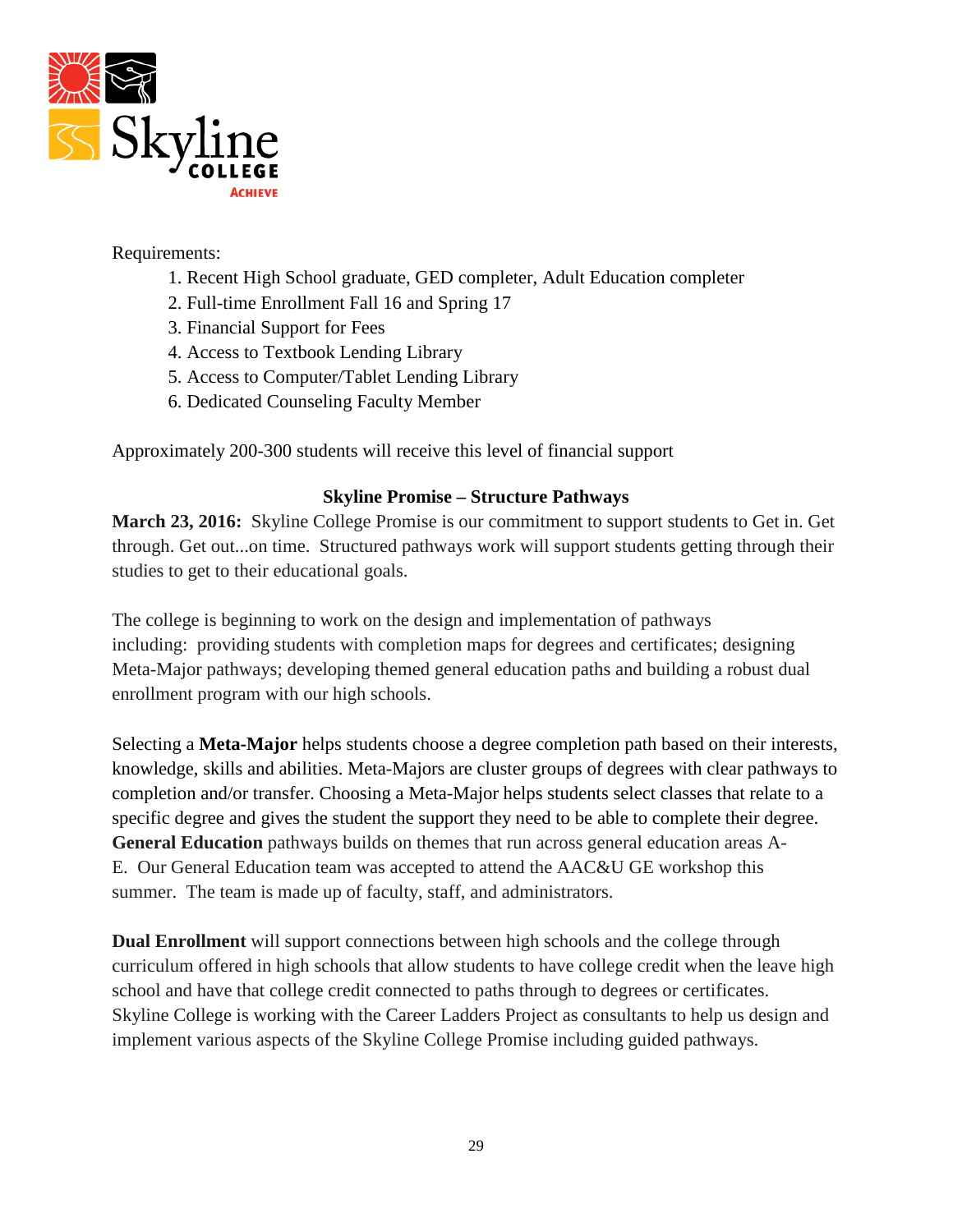Requirements:

1. Recent High School graduate, GED completer, Adult Education completer
2. Full-time Enrollment Fall 16 and Spring 17
3. Financial Support for Fees
4. Access to Textbook Lending Library
5. Access to Computer/Tablet Lending Library
6. Dedicated Counseling Faculty Member

Approximately 200-300 students will receive this level of financial support

**Skyline Promise – Structure Pathways**

**March 23, 2016:** Skyline College Promise is our commitment to support students to Get in. Get through. Get out...on time. Structured pathways work will support students getting through their studies to get to their educational goals.

The college is beginning to work on the design and implementation of pathways including: providing students with completion maps for degrees and certificates; designing Meta-Major pathways; developing themed general education paths and building a robust dual enrollment program with our high schools.

Selecting a **Meta-Major** helps students choose a degree completion path based on their interests, knowledge, skills and abilities. Meta-Majors are cluster groups of degrees with clear pathways to completion and/or transfer. Choosing a Meta-Major helps students select classes that relate to a specific degree and gives the student the support they need to be able to complete their degree. **General Education** pathways builds on themes that run across general education areas A-E. Our General Education team was accepted to attend the AAC&U GE workshop this summer. The team is made up of faculty, staff, and administrators.

**Dual Enrollment** will support connections between high schools and the college through curriculum offered in high schools that allow students to have college credit when the leave high school and have that college credit connected to paths through to degrees or certificates. Skyline College is working with the Career Ladders Project as consultants to help us design and implement various aspects of the Skyline College Promise including guided pathways.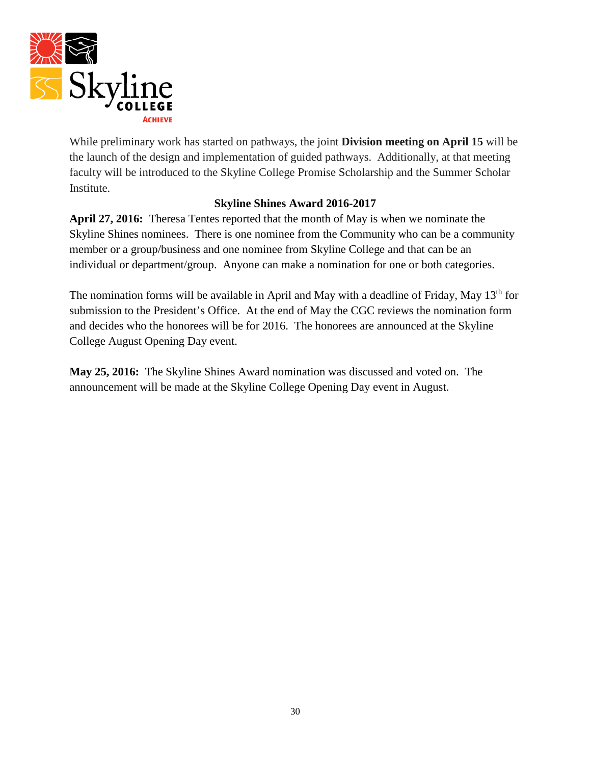While preliminary work has started on pathways, the joint **Division meeting on April 15** will be the launch of the design and implementation of guided pathways. Additionally, at that meeting faculty will be introduced to the Skyline College Promise Scholarship and the Summer Scholar Institute.

## Skyline Shines Award 2016-2017

**April 27, 2016:** Theresa Tentes reported that the month of May is when we nominate the Skyline Shines nominees. There is one nominee from the Community who can be a community member or a group/business and one nominee from Skyline College and that can be an individual or department/group. Anyone can make a nomination for one or both categories.

The nomination forms will be available in April and May with a deadline of Friday, May 13th for submission to the President's Office. At the end of May the CGC reviews the nomination form and decides who the honorees will be for 2016. The honorees are announced at the Skyline College August Opening Day event.

**May 25, 2016:** The Skyline Shines Award nomination was discussed and voted on. The announcement will be made at the Skyline College Opening Day event in August.